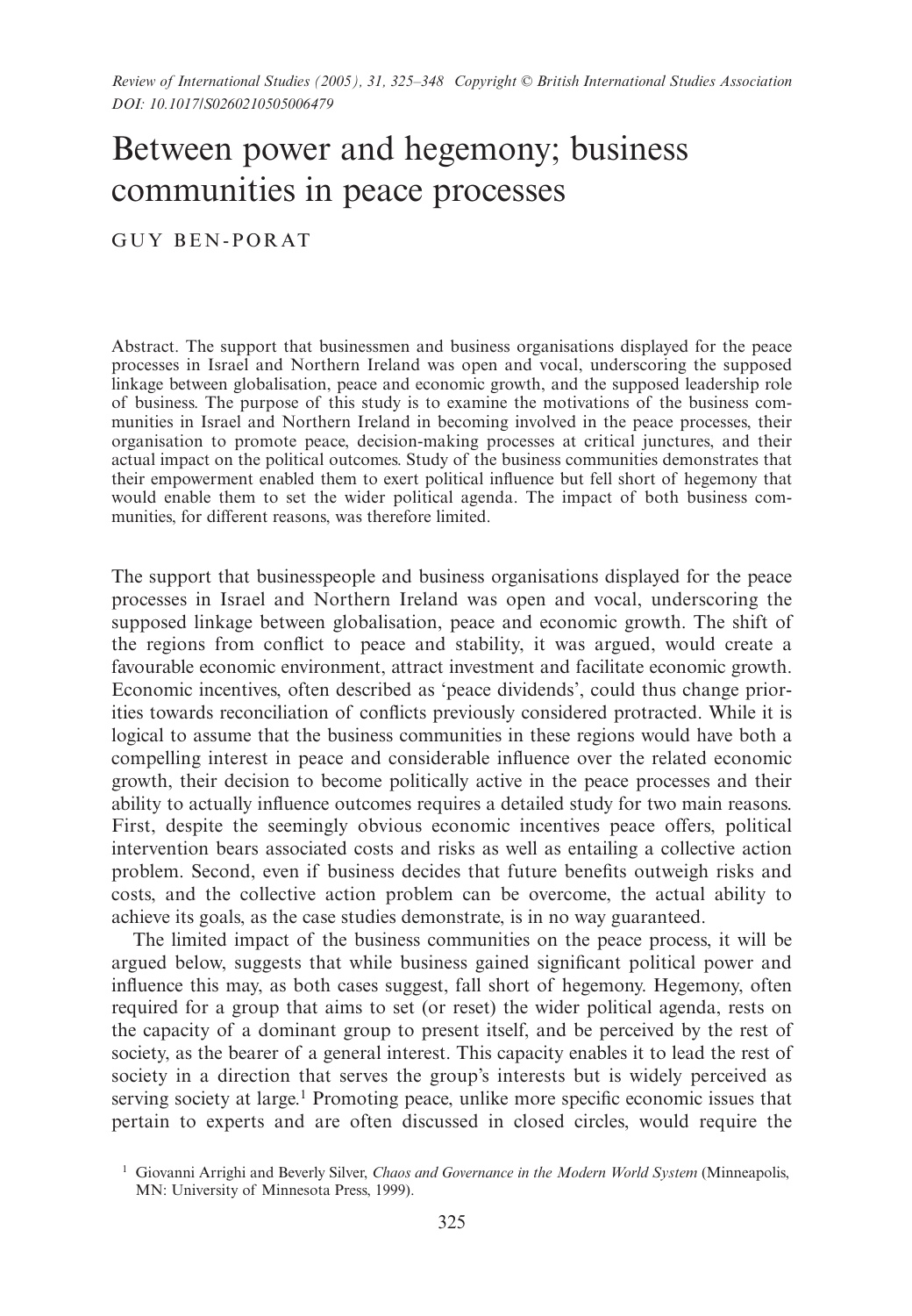# Between power and hegemony; business communities in peace processes

GUY BEN-PORAT

Abstract. The support that businessmen and business organisations displayed for the peace processes in Israel and Northern Ireland was open and vocal, underscoring the supposed linkage between globalisation, peace and economic growth, and the supposed leadership role of business. The purpose of this study is to examine the motivations of the business communities in Israel and Northern Ireland in becoming involved in the peace processes, their organisation to promote peace, decision-making processes at critical junctures, and their actual impact on the political outcomes. Study of the business communities demonstrates that their empowerment enabled them to exert political influence but fell short of hegemony that would enable them to set the wider political agenda. The impact of both business communities, for different reasons, was therefore limited.

The support that businesspeople and business organisations displayed for the peace processes in Israel and Northern Ireland was open and vocal, underscoring the supposed linkage between globalisation, peace and economic growth. The shift of the regions from conflict to peace and stability, it was argued, would create a favourable economic environment, attract investment and facilitate economic growth. Economic incentives, often described as 'peace dividends', could thus change priorities towards reconciliation of conflicts previously considered protracted. While it is logical to assume that the business communities in these regions would have both a compelling interest in peace and considerable influence over the related economic growth, their decision to become politically active in the peace processes and their ability to actually influence outcomes requires a detailed study for two main reasons. First, despite the seemingly obvious economic incentives peace offers, political intervention bears associated costs and risks as well as entailing a collective action problem. Second, even if business decides that future benefits outweigh risks and costs, and the collective action problem can be overcome, the actual ability to achieve its goals, as the case studies demonstrate, is in no way guaranteed.

The limited impact of the business communities on the peace process, it will be argued below, suggests that while business gained significant political power and influence this may, as both cases suggest, fall short of hegemony. Hegemony, often required for a group that aims to set (or reset) the wider political agenda, rests on the capacity of a dominant group to present itself, and be perceived by the rest of society, as the bearer of a general interest. This capacity enables it to lead the rest of society in a direction that serves the group's interests but is widely perceived as serving society at large.[1] Promoting peace, unlike more specific economic issues that pertain to experts and are often discussed in closed circles, would require the

[1] Giovanni Arrighi and Beverly Silver, *Chaos and Governance in the Modern World System* (Minneapolis, MN: University of Minnesota Press, 1999).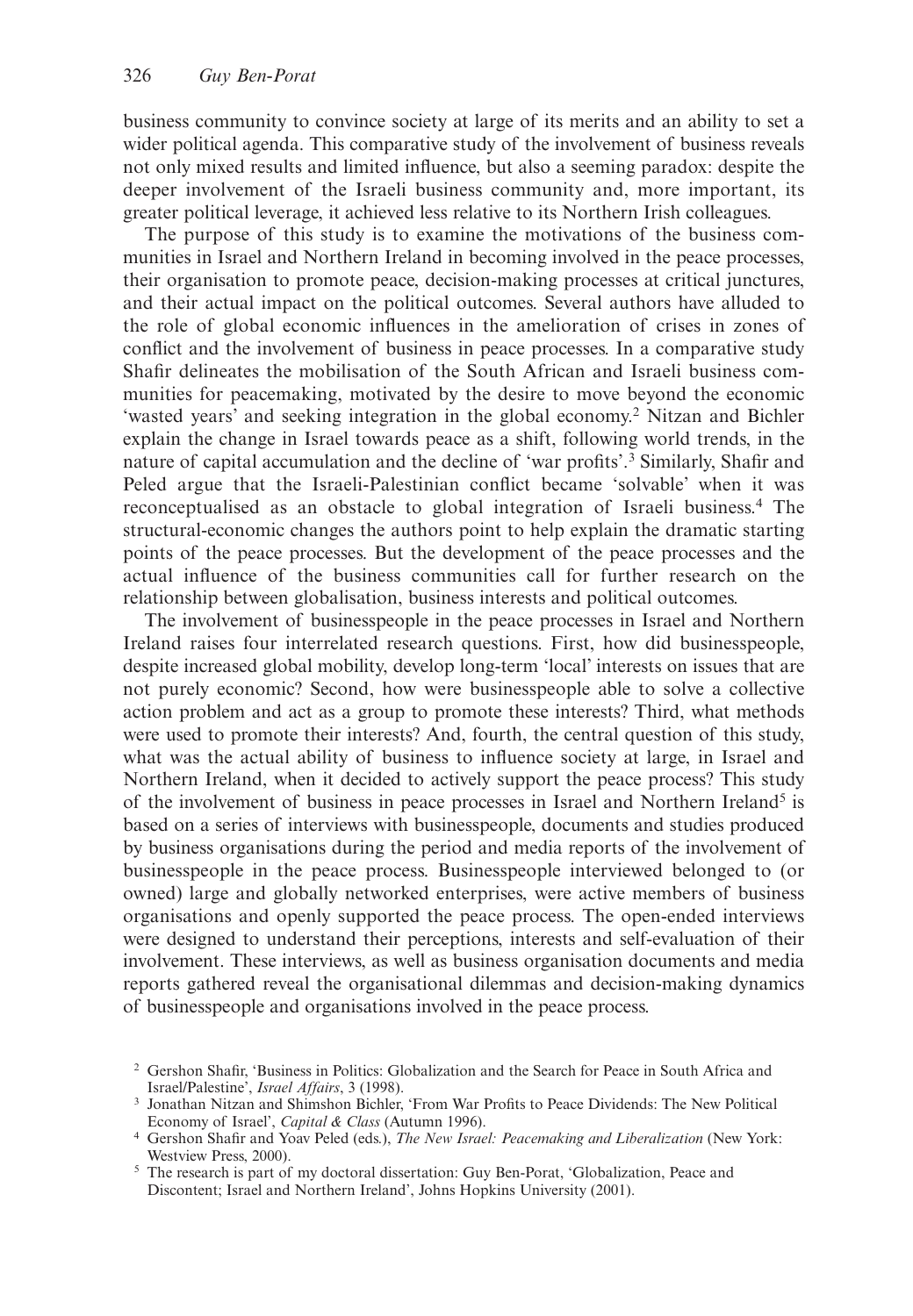business community to convince society at large of its merits and an ability to set a wider political agenda. This comparative study of the involvement of business reveals not only mixed results and limited influence, but also a seeming paradox: despite the deeper involvement of the Israeli business community and, more important, its greater political leverage, it achieved less relative to its Northern Irish colleagues.

The purpose of this study is to examine the motivations of the business communities in Israel and Northern Ireland in becoming involved in the peace processes, their organisation to promote peace, decision-making processes at critical junctures, and their actual impact on the political outcomes. Several authors have alluded to the role of global economic influences in the amelioration of crises in zones of conflict and the involvement of business in peace processes. In a comparative study Shafir delineates the mobilisation of the South African and Israeli business communities for peacemaking, motivated by the desire to move beyond the economic 'wasted years' and seeking integration in the global economy.[2] Nitzan and Bichler explain the change in Israel towards peace as a shift, following world trends, in the nature of capital accumulation and the decline of 'war profits'.[3] Similarly, Shafir and Peled argue that the Israeli-Palestinian conflict became 'solvable' when it was reconceptualised as an obstacle to global integration of Israeli business.[4] The structural-economic changes the authors point to help explain the dramatic starting points of the peace processes. But the development of the peace processes and the actual influence of the business communities call for further research on the relationship between globalisation, business interests and political outcomes.

The involvement of businesspeople in the peace processes in Israel and Northern Ireland raises four interrelated research questions. First, how did businesspeople, despite increased global mobility, develop long-term 'local' interests on issues that are not purely economic? Second, how were businesspeople able to solve a collective action problem and act as a group to promote these interests? Third, what methods were used to promote their interests? And, fourth, the central question of this study, what was the actual ability of business to influence society at large, in Israel and Northern Ireland, when it decided to actively support the peace process? This study of the involvement of business in peace processes in Israel and Northern Ireland[5] is based on a series of interviews with businesspeople, documents and studies produced by business organisations during the period and media reports of the involvement of businesspeople in the peace process. Businesspeople interviewed belonged to (or owned) large and globally networked enterprises, were active members of business organisations and openly supported the peace process. The open-ended interviews were designed to understand their perceptions, interests and self-evaluation of their involvement. These interviews, as well as business organisation documents and media reports gathered reveal the organisational dilemmas and decision-making dynamics of businesspeople and organisations involved in the peace process.

[2] Gershon Shafir, 'Business in Politics: Globalization and the Search for Peace in South Africa and Israel/Palestine', *Israel Affairs*, 3 (1998).

[3] Jonathan Nitzan and Shimshon Bichler, 'From War Profits to Peace Dividends: The New Political Economy of Israel', *Capital & Class* (Autumn 1996).

[4] Gershon Shafir and Yoav Peled (eds.), *The New Israel: Peacemaking and Liberalization* (New York: Westview Press, 2000).

[5] The research is part of my doctoral dissertation: Guy Ben-Porat, 'Globalization, Peace and Discontent; Israel and Northern Ireland', Johns Hopkins University (2001).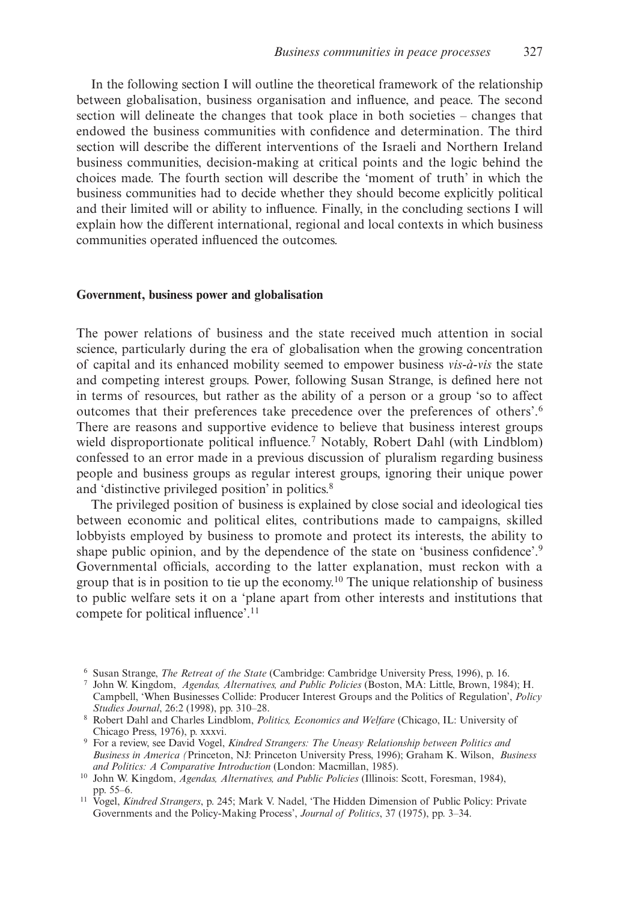In the following section I will outline the theoretical framework of the relationship between globalisation, business organisation and influence, and peace. The second section will delineate the changes that took place in both societies – changes that endowed the business communities with confidence and determination. The third section will describe the different interventions of the Israeli and Northern Ireland business communities, decision-making at critical points and the logic behind the choices made. The fourth section will describe the 'moment of truth' in which the business communities had to decide whether they should become explicitly political and their limited will or ability to influence. Finally, in the concluding sections I will explain how the different international, regional and local contexts in which business communities operated influenced the outcomes.

## Government, business power and globalisation

The power relations of business and the state received much attention in social science, particularly during the era of globalisation when the growing concentration of capital and its enhanced mobility seemed to empower business *vis-à-vis* the state and competing interest groups. Power, following Susan Strange, is defined here not in terms of resources, but rather as the ability of a person or a group 'so to affect outcomes that their preferences take precedence over the preferences of others'.[6] There are reasons and supportive evidence to believe that business interest groups wield disproportionate political influence.[7] Notably, Robert Dahl (with Lindblom) confessed to an error made in a previous discussion of pluralism regarding business people and business groups as regular interest groups, ignoring their unique power and 'distinctive privileged position' in politics.[8]

The privileged position of business is explained by close social and ideological ties between economic and political elites, contributions made to campaigns, skilled lobbyists employed by business to promote and protect its interests, the ability to shape public opinion, and by the dependence of the state on 'business confidence'.[9] Governmental officials, according to the latter explanation, must reckon with a group that is in position to tie up the economy.[10] The unique relationship of business to public welfare sets it on a 'plane apart from other interests and institutions that compete for political influence'.[11]

---

[6] Susan Strange, *The Retreat of the State* (Cambridge: Cambridge University Press, 1996), p. 16.

[7] John W. Kingdom, *Agendas, Alternatives, and Public Policies* (Boston, MA: Little, Brown, 1984); H. Campbell, 'When Businesses Collide: Producer Interest Groups and the Politics of Regulation', *Policy Studies Journal*, 26:2 (1998), pp. 310–28.

[8] Robert Dahl and Charles Lindblom, *Politics, Economics and Welfare* (Chicago, IL: University of Chicago Press, 1976), p. xxxvi.

[9] For a review, see David Vogel, *Kindred Strangers: The Uneasy Relationship between Politics and Business in America (*Princeton, NJ: Princeton University Press, 1996); Graham K. Wilson, *Business and Politics: A Comparative Introduction* (London: Macmillan, 1985).

[10] John W. Kingdom, *Agendas, Alternatives, and Public Policies* (Illinois: Scott, Foresman, 1984), pp. 55–6.

[11] Vogel, *Kindred Strangers*, p. 245; Mark V. Nadel, 'The Hidden Dimension of Public Policy: Private Governments and the Policy-Making Process', *Journal of Politics*, 37 (1975), pp. 3–34.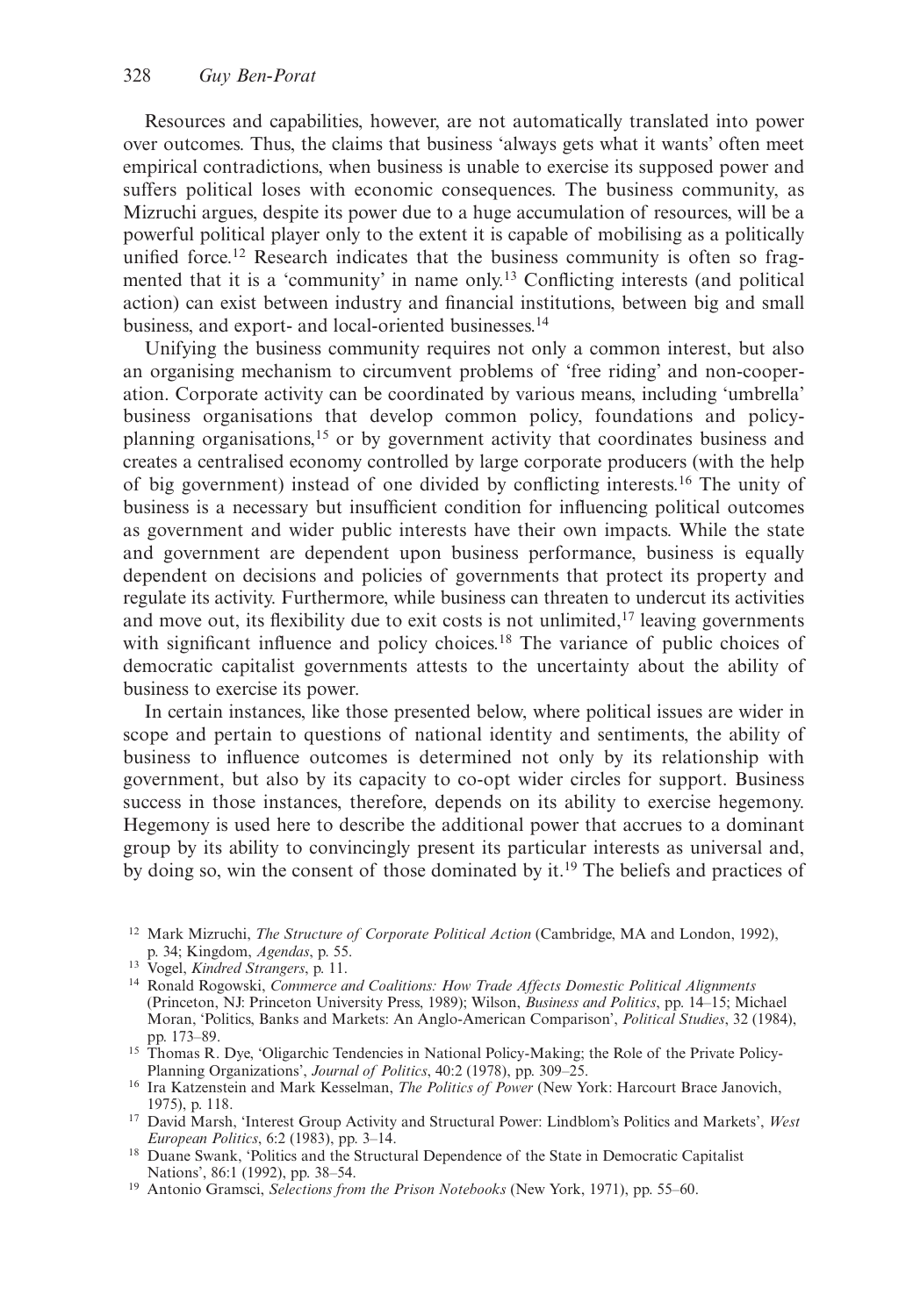Resources and capabilities, however, are not automatically translated into power over outcomes. Thus, the claims that business 'always gets what it wants' often meet empirical contradictions, when business is unable to exercise its supposed power and suffers political loses with economic consequences. The business community, as Mizruchi argues, despite its power due to a huge accumulation of resources, will be a powerful political player only to the extent it is capable of mobilising as a politically unified force.[12] Research indicates that the business community is often so fragmented that it is a 'community' in name only.[13] Conflicting interests (and political action) can exist between industry and financial institutions, between big and small business, and export- and local-oriented businesses.[14]

Unifying the business community requires not only a common interest, but also an organising mechanism to circumvent problems of 'free riding' and non-cooperation. Corporate activity can be coordinated by various means, including 'umbrella' business organisations that develop common policy, foundations and policy-planning organisations,[15] or by government activity that coordinates business and creates a centralised economy controlled by large corporate producers (with the help of big government) instead of one divided by conflicting interests.[16] The unity of business is a necessary but insufficient condition for influencing political outcomes as government and wider public interests have their own impacts. While the state and government are dependent upon business performance, business is equally dependent on decisions and policies of governments that protect its property and regulate its activity. Furthermore, while business can threaten to undercut its activities and move out, its flexibility due to exit costs is not unlimited,[17] leaving governments with significant influence and policy choices.[18] The variance of public choices of democratic capitalist governments attests to the uncertainty about the ability of business to exercise its power.

In certain instances, like those presented below, where political issues are wider in scope and pertain to questions of national identity and sentiments, the ability of business to influence outcomes is determined not only by its relationship with government, but also by its capacity to co-opt wider circles for support. Business success in those instances, therefore, depends on its ability to exercise hegemony. Hegemony is used here to describe the additional power that accrues to a dominant group by its ability to convincingly present its particular interests as universal and, by doing so, win the consent of those dominated by it.[19] The beliefs and practices of

---

[12] Mark Mizruchi, *The Structure of Corporate Political Action* (Cambridge, MA and London, 1992), p. 34; Kingdom, *Agendas*, p. 55.

[13] Vogel, *Kindred Strangers*, p. 11.

[14] Ronald Rogowski, *Commerce and Coalitions: How Trade Affects Domestic Political Alignments* (Princeton, NJ: Princeton University Press, 1989); Wilson, *Business and Politics*, pp. 14–15; Michael Moran, 'Politics, Banks and Markets: An Anglo-American Comparison', *Political Studies*, 32 (1984), pp. 173–89.

[15] Thomas R. Dye, 'Oligarchic Tendencies in National Policy-Making; the Role of the Private Policy-Planning Organizations', *Journal of Politics*, 40:2 (1978), pp. 309–25.

[16] Ira Katzenstein and Mark Kesselman, *The Politics of Power* (New York: Harcourt Brace Janovich, 1975), p. 118.

[17] David Marsh, 'Interest Group Activity and Structural Power: Lindblom's Politics and Markets', *West European Politics*, 6:2 (1983), pp. 3–14.

[18] Duane Swank, 'Politics and the Structural Dependence of the State in Democratic Capitalist Nations', 86:1 (1992), pp. 38–54.

[19] Antonio Gramsci, *Selections from the Prison Notebooks* (New York, 1971), pp. 55–60.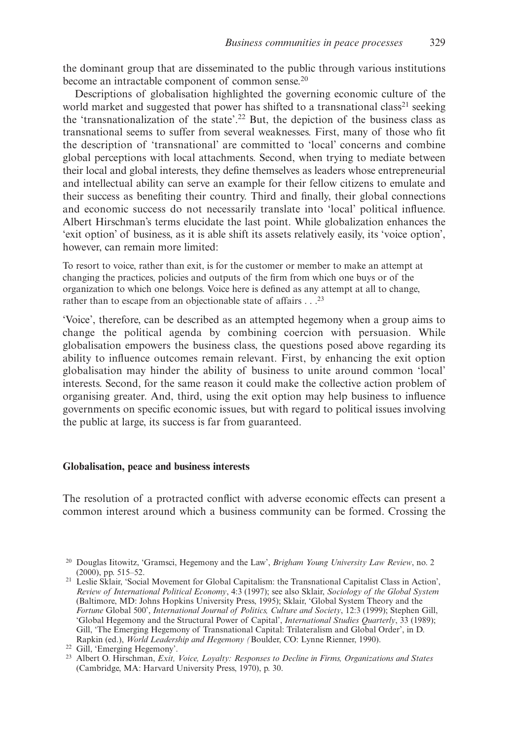the dominant group that are disseminated to the public through various institutions become an intractable component of common sense.[20]

Descriptions of globalisation highlighted the governing economic culture of the world market and suggested that power has shifted to a transnational class[21] seeking the 'transnationalization of the state'.[22] But, the depiction of the business class as transnational seems to suffer from several weaknesses. First, many of those who fit the description of 'transnational' are committed to 'local' concerns and combine global perceptions with local attachments. Second, when trying to mediate between their local and global interests, they define themselves as leaders whose entrepreneurial and intellectual ability can serve an example for their fellow citizens to emulate and their success as benefiting their country. Third and finally, their global connections and economic success do not necessarily translate into 'local' political influence. Albert Hirschman's terms elucidate the last point. While globalization enhances the 'exit option' of business, as it is able shift its assets relatively easily, its 'voice option', however, can remain more limited:

> To resort to voice, rather than exit, is for the customer or member to make an attempt at changing the practices, policies and outputs of the firm from which one buys or of the organization to which one belongs. Voice here is defined as any attempt at all to change, rather than to escape from an objectionable state of affairs . . .[23]

'Voice', therefore, can be described as an attempted hegemony when a group aims to change the political agenda by combining coercion with persuasion. While globalisation empowers the business class, the questions posed above regarding its ability to influence outcomes remain relevant. First, by enhancing the exit option globalisation may hinder the ability of business to unite around common 'local' interests. Second, for the same reason it could make the collective action problem of organising greater. And, third, using the exit option may help business to influence governments on specific economic issues, but with regard to political issues involving the public at large, its success is far from guaranteed.

## Globalisation, peace and business interests

The resolution of a protracted conflict with adverse economic effects can present a common interest around which a business community can be formed. Crossing the

---

[20] Douglas Iitowitz, 'Gramsci, Hegemony and the Law', *Brigham Young University Law Review*, no. 2 (2000), pp. 515–52.

[21] Leslie Sklair, 'Social Movement for Global Capitalism: the Transnational Capitalist Class in Action', *Review of International Political Economy*, 4:3 (1997); see also Sklair, *Sociology of the Global System* (Baltimore, MD: Johns Hopkins University Press, 1995); Sklair, 'Global System Theory and the *Fortune* Global 500', *International Journal of Politics, Culture and Society*, 12:3 (1999); Stephen Gill, 'Global Hegemony and the Structural Power of Capital', *International Studies Quarterly*, 33 (1989); Gill, 'The Emerging Hegemony of Transnational Capital: Trilateralism and Global Order', in D. Rapkin (ed.), *World Leadership and Hegemony (* Boulder, CO: Lynne Rienner, 1990).

[22] Gill, 'Emerging Hegemony'.

[23] Albert O. Hirschman, *Exit, Voice, Loyalty: Responses to Decline in Firms, Organizations and States* (Cambridge, MA: Harvard University Press, 1970), p. 30.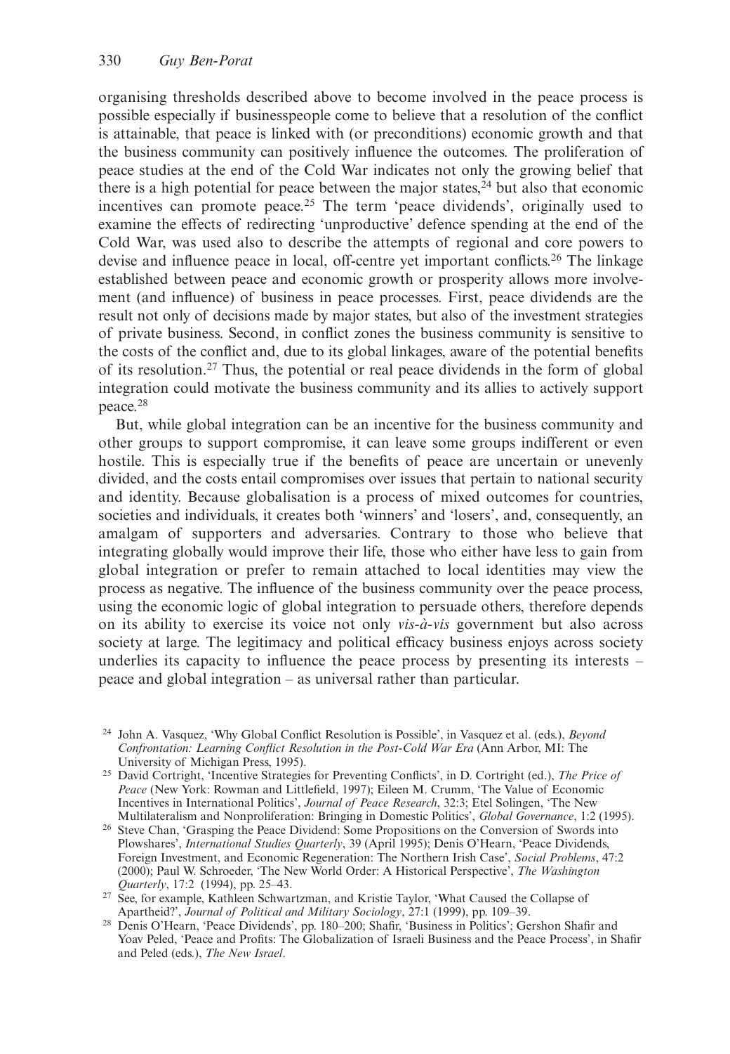organising thresholds described above to become involved in the peace process is possible especially if businesspeople come to believe that a resolution of the conflict is attainable, that peace is linked with (or preconditions) economic growth and that the business community can positively influence the outcomes. The proliferation of peace studies at the end of the Cold War indicates not only the growing belief that there is a high potential for peace between the major states,[24] but also that economic incentives can promote peace.[25] The term 'peace dividends', originally used to examine the effects of redirecting 'unproductive' defence spending at the end of the Cold War, was used also to describe the attempts of regional and core powers to devise and influence peace in local, off-centre yet important conflicts.[26] The linkage established between peace and economic growth or prosperity allows more involvement (and influence) of business in peace processes. First, peace dividends are the result not only of decisions made by major states, but also of the investment strategies of private business. Second, in conflict zones the business community is sensitive to the costs of the conflict and, due to its global linkages, aware of the potential benefits of its resolution.[27] Thus, the potential or real peace dividends in the form of global integration could motivate the business community and its allies to actively support peace.[28]

But, while global integration can be an incentive for the business community and other groups to support compromise, it can leave some groups indifferent or even hostile. This is especially true if the benefits of peace are uncertain or unevenly divided, and the costs entail compromises over issues that pertain to national security and identity. Because globalisation is a process of mixed outcomes for countries, societies and individuals, it creates both 'winners' and 'losers', and, consequently, an amalgam of supporters and adversaries. Contrary to those who believe that integrating globally would improve their life, those who either have less to gain from global integration or prefer to remain attached to local identities may view the process as negative. The influence of the business community over the peace process, using the economic logic of global integration to persuade others, therefore depends on its ability to exercise its voice not only *vis-à-vis* government but also across society at large. The legitimacy and political efficacy business enjoys across society underlies its capacity to influence the peace process by presenting its interests – peace and global integration – as universal rather than particular.

[24] John A. Vasquez, 'Why Global Conflict Resolution is Possible', in Vasquez et al. (eds.), *Beyond Confrontation: Learning Conflict Resolution in the Post-Cold War Era* (Ann Arbor, MI: The University of Michigan Press, 1995).

[25] David Cortright, 'Incentive Strategies for Preventing Conflicts', in D. Cortright (ed.), *The Price of Peace* (New York: Rowman and Littlefield, 1997); Eileen M. Crumm, 'The Value of Economic Incentives in International Politics', *Journal of Peace Research*, 32:3; Etel Solingen, 'The New Multilateralism and Nonproliferation: Bringing in Domestic Politics', *Global Governance*, 1:2 (1995).

[26] Steve Chan, 'Grasping the Peace Dividend: Some Propositions on the Conversion of Swords into Plowshares', *International Studies Quarterly*, 39 (April 1995); Denis O'Hearn, 'Peace Dividends, Foreign Investment, and Economic Regeneration: The Northern Irish Case', *Social Problems*, 47:2 (2000); Paul W. Schroeder, 'The New World Order: A Historical Perspective', *The Washington Quarterly*, 17:2 (1994), pp. 25–43.

[27] See, for example, Kathleen Schwartzman, and Kristie Taylor, 'What Caused the Collapse of Apartheid?', *Journal of Political and Military Sociology*, 27:1 (1999), pp. 109–39.

[28] Denis O'Hearn, 'Peace Dividends', pp. 180–200; Shafir, 'Business in Politics'; Gershon Shafir and Yoav Peled, 'Peace and Profits: The Globalization of Israeli Business and the Peace Process', in Shafir and Peled (eds.), *The New Israel*.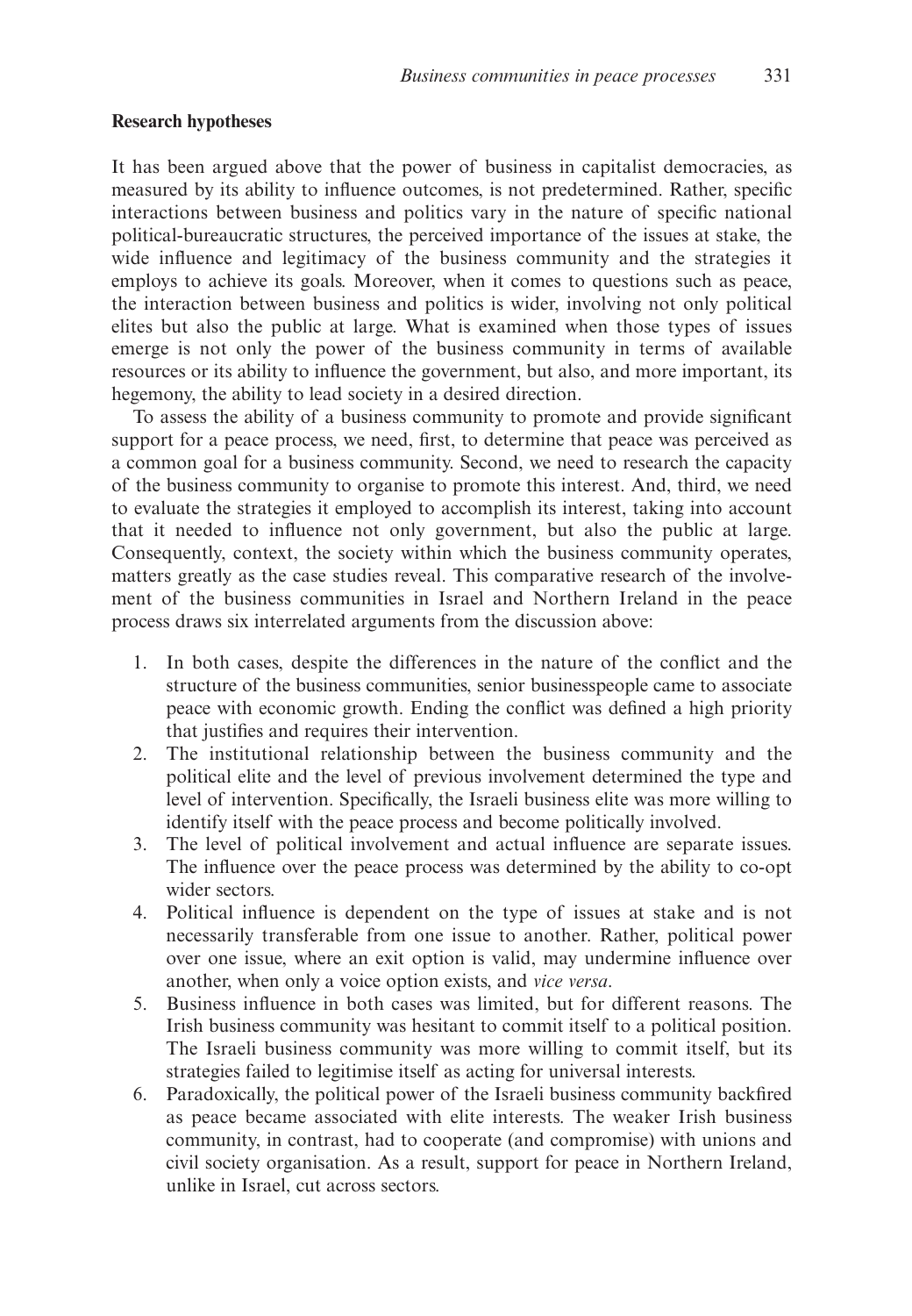**Research hypotheses**

It has been argued above that the power of business in capitalist democracies, as measured by its ability to influence outcomes, is not predetermined. Rather, specific interactions between business and politics vary in the nature of specific national political-bureaucratic structures, the perceived importance of the issues at stake, the wide influence and legitimacy of the business community and the strategies it employs to achieve its goals. Moreover, when it comes to questions such as peace, the interaction between business and politics is wider, involving not only political elites but also the public at large. What is examined when those types of issues emerge is not only the power of the business community in terms of available resources or its ability to influence the government, but also, and more important, its hegemony, the ability to lead society in a desired direction.

To assess the ability of a business community to promote and provide significant support for a peace process, we need, first, to determine that peace was perceived as a common goal for a business community. Second, we need to research the capacity of the business community to organise to promote this interest. And, third, we need to evaluate the strategies it employed to accomplish its interest, taking into account that it needed to influence not only government, but also the public at large. Consequently, context, the society within which the business community operates, matters greatly as the case studies reveal. This comparative research of the involvement of the business communities in Israel and Northern Ireland in the peace process draws six interrelated arguments from the discussion above:

1. In both cases, despite the differences in the nature of the conflict and the structure of the business communities, senior businesspeople came to associate peace with economic growth. Ending the conflict was defined a high priority that justifies and requires their intervention.
2. The institutional relationship between the business community and the political elite and the level of previous involvement determined the type and level of intervention. Specifically, the Israeli business elite was more willing to identify itself with the peace process and become politically involved.
3. The level of political involvement and actual influence are separate issues. The influence over the peace process was determined by the ability to co-opt wider sectors.
4. Political influence is dependent on the type of issues at stake and is not necessarily transferable from one issue to another. Rather, political power over one issue, where an exit option is valid, may undermine influence over another, when only a voice option exists, and *vice versa*.
5. Business influence in both cases was limited, but for different reasons. The Irish business community was hesitant to commit itself to a political position. The Israeli business community was more willing to commit itself, but its strategies failed to legitimise itself as acting for universal interests.
6. Paradoxically, the political power of the Israeli business community backfired as peace became associated with elite interests. The weaker Irish business community, in contrast, had to cooperate (and compromise) with unions and civil society organisation. As a result, support for peace in Northern Ireland, unlike in Israel, cut across sectors.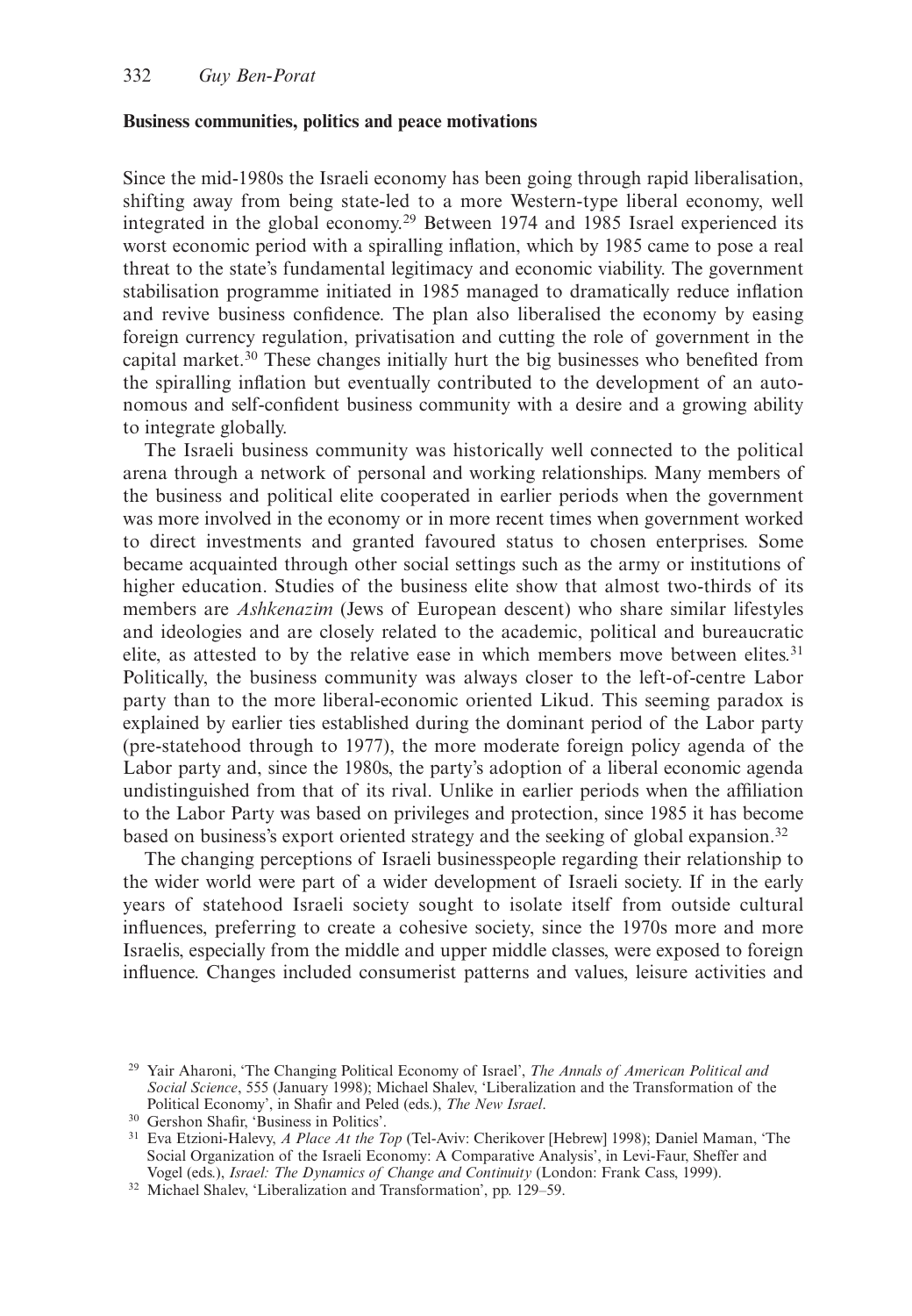**Business communities, politics and peace motivations**

Since the mid-1980s the Israeli economy has been going through rapid liberalisation, shifting away from being state-led to a more Western-type liberal economy, well integrated in the global economy.[29] Between 1974 and 1985 Israel experienced its worst economic period with a spiralling inflation, which by 1985 came to pose a real threat to the state's fundamental legitimacy and economic viability. The government stabilisation programme initiated in 1985 managed to dramatically reduce inflation and revive business confidence. The plan also liberalised the economy by easing foreign currency regulation, privatisation and cutting the role of government in the capital market.[30] These changes initially hurt the big businesses who benefited from the spiralling inflation but eventually contributed to the development of an autonomous and self-confident business community with a desire and a growing ability to integrate globally.

The Israeli business community was historically well connected to the political arena through a network of personal and working relationships. Many members of the business and political elite cooperated in earlier periods when the government was more involved in the economy or in more recent times when government worked to direct investments and granted favoured status to chosen enterprises. Some became acquainted through other social settings such as the army or institutions of higher education. Studies of the business elite show that almost two-thirds of its members are *Ashkenazim* (Jews of European descent) who share similar lifestyles and ideologies and are closely related to the academic, political and bureaucratic elite, as attested to by the relative ease in which members move between elites.[31] Politically, the business community was always closer to the left-of-centre Labor party than to the more liberal-economic oriented Likud. This seeming paradox is explained by earlier ties established during the dominant period of the Labor party (pre-statehood through to 1977), the more moderate foreign policy agenda of the Labor party and, since the 1980s, the party's adoption of a liberal economic agenda undistinguished from that of its rival. Unlike in earlier periods when the affiliation to the Labor Party was based on privileges and protection, since 1985 it has become based on business's export oriented strategy and the seeking of global expansion.[32]

The changing perceptions of Israeli businesspeople regarding their relationship to the wider world were part of a wider development of Israeli society. If in the early years of statehood Israeli society sought to isolate itself from outside cultural influences, preferring to create a cohesive society, since the 1970s more and more Israelis, especially from the middle and upper middle classes, were exposed to foreign influence. Changes included consumerist patterns and values, leisure activities and

---

[29] Yair Aharoni, 'The Changing Political Economy of Israel', *The Annals of American Political and Social Science*, 555 (January 1998); Michael Shalev, 'Liberalization and the Transformation of the Political Economy', in Shafir and Peled (eds.), *The New Israel*.

[30] Gershon Shafir, 'Business in Politics'.

[31] Eva Etzioni-Halevy, *A Place At the Top* (Tel-Aviv: Cherikover [Hebrew] 1998); Daniel Maman, 'The Social Organization of the Israeli Economy: A Comparative Analysis', in Levi-Faur, Sheffer and Vogel (eds.), *Israel: The Dynamics of Change and Continuity* (London: Frank Cass, 1999).

[32] Michael Shalev, 'Liberalization and Transformation', pp. 129–59.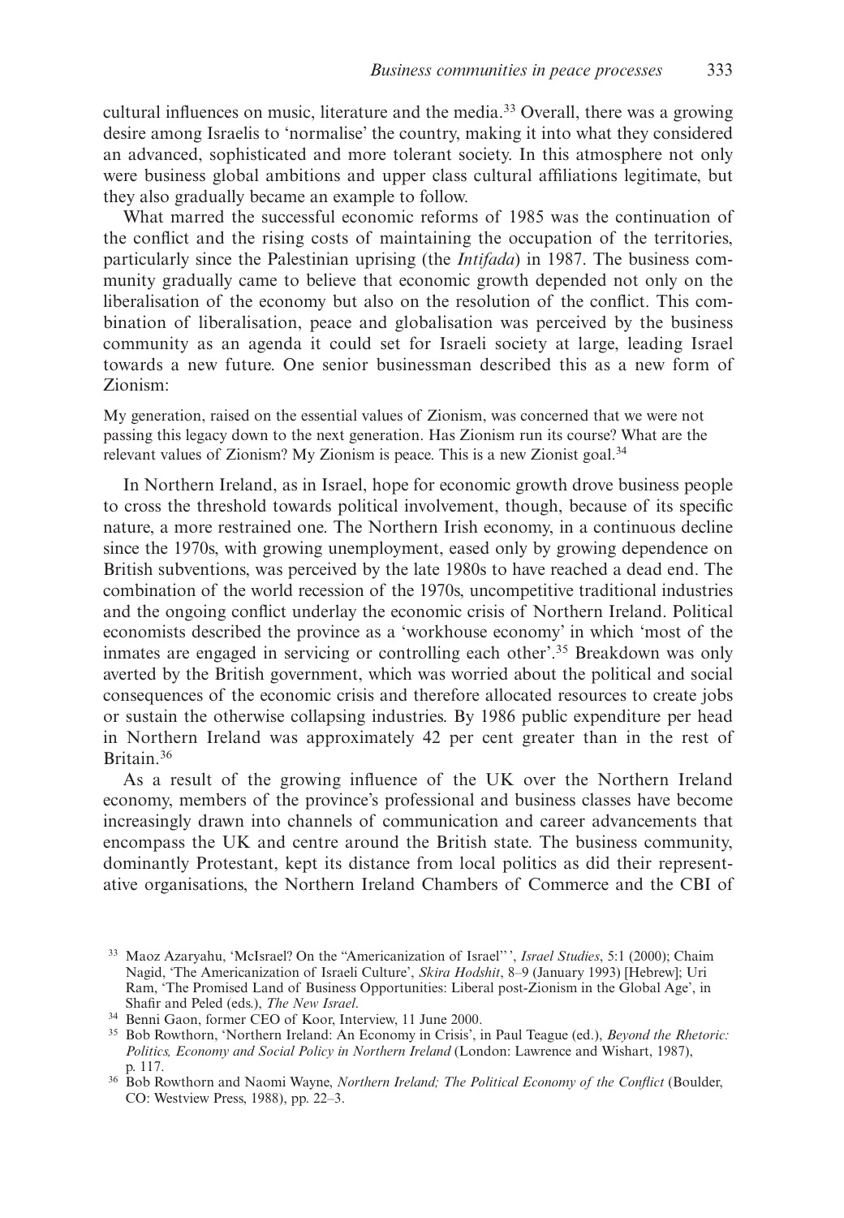cultural influences on music, literature and the media.[33] Overall, there was a growing desire among Israelis to 'normalise' the country, making it into what they considered an advanced, sophisticated and more tolerant society. In this atmosphere not only were business global ambitions and upper class cultural affiliations legitimate, but they also gradually became an example to follow.

What marred the successful economic reforms of 1985 was the continuation of the conflict and the rising costs of maintaining the occupation of the territories, particularly since the Palestinian uprising (the *Intifada*) in 1987. The business community gradually came to believe that economic growth depended not only on the liberalisation of the economy but also on the resolution of the conflict. This combination of liberalisation, peace and globalisation was perceived by the business community as an agenda it could set for Israeli society at large, leading Israel towards a new future. One senior businessman described this as a new form of Zionism:

> My generation, raised on the essential values of Zionism, was concerned that we were not passing this legacy down to the next generation. Has Zionism run its course? What are the relevant values of Zionism? My Zionism is peace. This is a new Zionist goal.[34]

In Northern Ireland, as in Israel, hope for economic growth drove business people to cross the threshold towards political involvement, though, because of its specific nature, a more restrained one. The Northern Irish economy, in a continuous decline since the 1970s, with growing unemployment, eased only by growing dependence on British subventions, was perceived by the late 1980s to have reached a dead end. The combination of the world recession of the 1970s, uncompetitive traditional industries and the ongoing conflict underlay the economic crisis of Northern Ireland. Political economists described the province as a 'workhouse economy' in which 'most of the inmates are engaged in servicing or controlling each other'.[35] Breakdown was only averted by the British government, which was worried about the political and social consequences of the economic crisis and therefore allocated resources to create jobs or sustain the otherwise collapsing industries. By 1986 public expenditure per head in Northern Ireland was approximately 42 per cent greater than in the rest of Britain.[36]

As a result of the growing influence of the UK over the Northern Ireland economy, members of the province's professional and business classes have become increasingly drawn into channels of communication and career advancements that encompass the UK and centre around the British state. The business community, dominantly Protestant, kept its distance from local politics as did their representative organisations, the Northern Ireland Chambers of Commerce and the CBI of

---

[33] Maoz Azaryahu, 'McIsrael? On the "Americanization of Israel"', *Israel Studies*, 5:1 (2000); Chaim Nagid, 'The Americanization of Israeli Culture', *Skira Hodshit*, 8–9 (January 1993) [Hebrew]; Uri Ram, 'The Promised Land of Business Opportunities: Liberal post-Zionism in the Global Age', in Shafir and Peled (eds.), *The New Israel*.

[34] Benni Gaon, former CEO of Koor, Interview, 11 June 2000.

[35] Bob Rowthorn, 'Northern Ireland: An Economy in Crisis', in Paul Teague (ed.), *Beyond the Rhetoric: Politics, Economy and Social Policy in Northern Ireland* (London: Lawrence and Wishart, 1987), p. 117.

[36] Bob Rowthorn and Naomi Wayne, *Northern Ireland; The Political Economy of the Conflict* (Boulder, CO: Westview Press, 1988), pp. 22–3.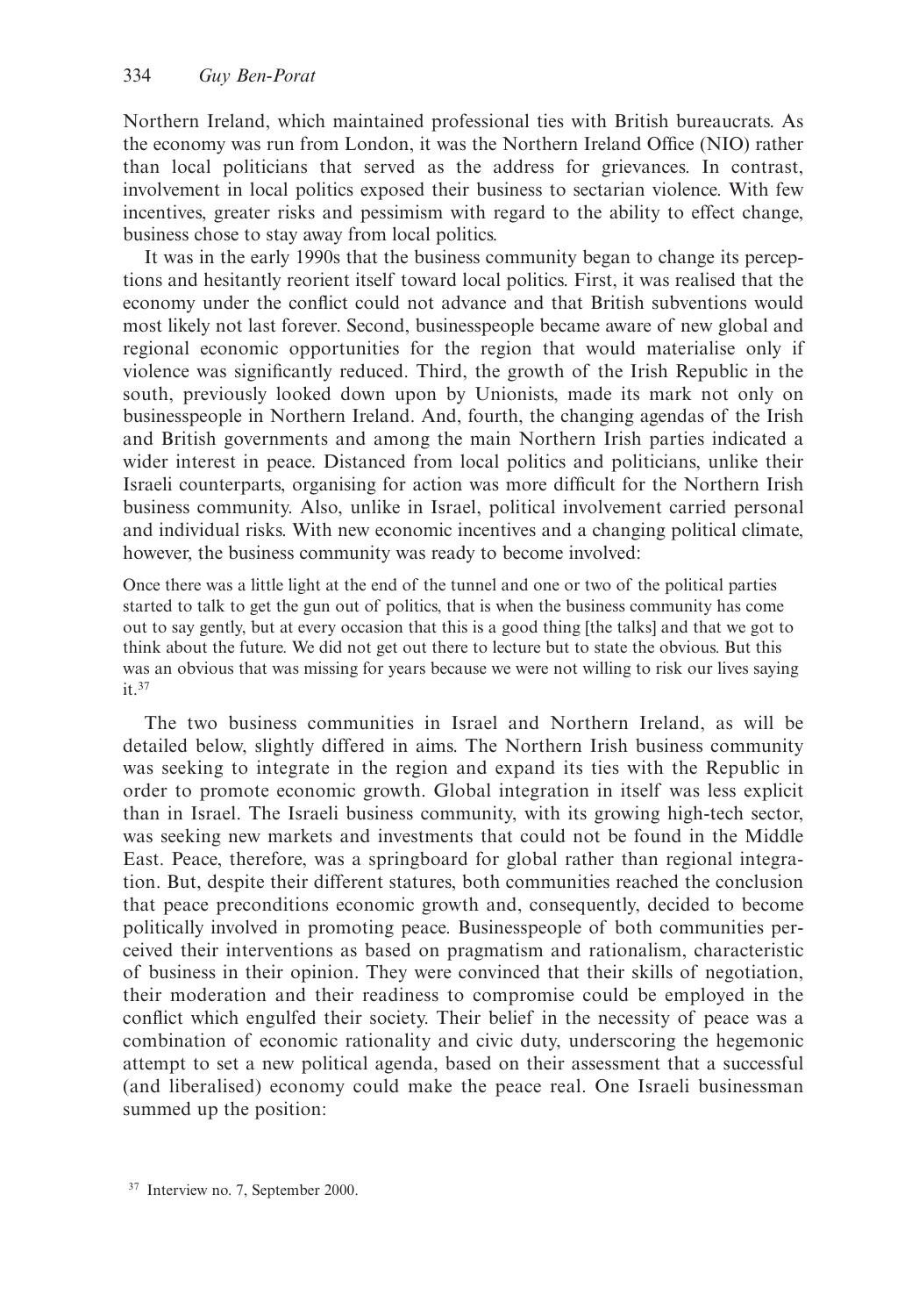Northern Ireland, which maintained professional ties with British bureaucrats. As the economy was run from London, it was the Northern Ireland Office (NIO) rather than local politicians that served as the address for grievances. In contrast, involvement in local politics exposed their business to sectarian violence. With few incentives, greater risks and pessimism with regard to the ability to effect change, business chose to stay away from local politics.

It was in the early 1990s that the business community began to change its perceptions and hesitantly reorient itself toward local politics. First, it was realised that the economy under the conflict could not advance and that British subventions would most likely not last forever. Second, businesspeople became aware of new global and regional economic opportunities for the region that would materialise only if violence was significantly reduced. Third, the growth of the Irish Republic in the south, previously looked down upon by Unionists, made its mark not only on businesspeople in Northern Ireland. And, fourth, the changing agendas of the Irish and British governments and among the main Northern Irish parties indicated a wider interest in peace. Distanced from local politics and politicians, unlike their Israeli counterparts, organising for action was more difficult for the Northern Irish business community. Also, unlike in Israel, political involvement carried personal and individual risks. With new economic incentives and a changing political climate, however, the business community was ready to become involved:

> Once there was a little light at the end of the tunnel and one or two of the political parties started to talk to get the gun out of politics, that is when the business community has come out to say gently, but at every occasion that this is a good thing [the talks] and that we got to think about the future. We did not get out there to lecture but to state the obvious. But this was an obvious that was missing for years because we were not willing to risk our lives saying it.[37]

The two business communities in Israel and Northern Ireland, as will be detailed below, slightly differed in aims. The Northern Irish business community was seeking to integrate in the region and expand its ties with the Republic in order to promote economic growth. Global integration in itself was less explicit than in Israel. The Israeli business community, with its growing high-tech sector, was seeking new markets and investments that could not be found in the Middle East. Peace, therefore, was a springboard for global rather than regional integration. But, despite their different statures, both communities reached the conclusion that peace preconditions economic growth and, consequently, decided to become politically involved in promoting peace. Businesspeople of both communities perceived their interventions as based on pragmatism and rationalism, characteristic of business in their opinion. They were convinced that their skills of negotiation, their moderation and their readiness to compromise could be employed in the conflict which engulfed their society. Their belief in the necessity of peace was a combination of economic rationality and civic duty, underscoring the hegemonic attempt to set a new political agenda, based on their assessment that a successful (and liberalised) economy could make the peace real. One Israeli businessman summed up the position:

[37] Interview no. 7, September 2000.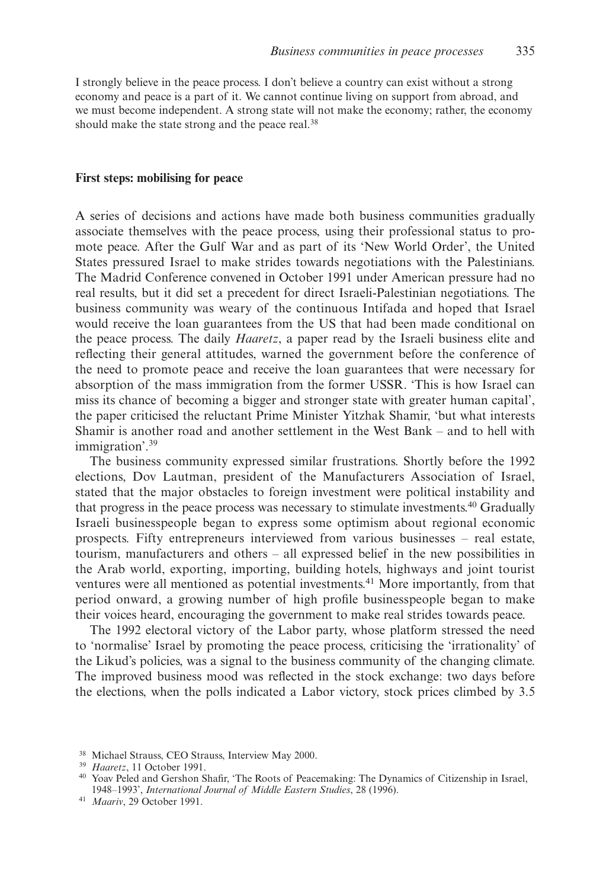I strongly believe in the peace process. I don't believe a country can exist without a strong economy and peace is a part of it. We cannot continue living on support from abroad, and we must become independent. A strong state will not make the economy; rather, the economy should make the state strong and the peace real.[38]

## First steps: mobilising for peace

A series of decisions and actions have made both business communities gradually associate themselves with the peace process, using their professional status to promote peace. After the Gulf War and as part of its 'New World Order', the United States pressured Israel to make strides towards negotiations with the Palestinians. The Madrid Conference convened in October 1991 under American pressure had no real results, but it did set a precedent for direct Israeli-Palestinian negotiations. The business community was weary of the continuous Intifada and hoped that Israel would receive the loan guarantees from the US that had been made conditional on the peace process. The daily *Haaretz*, a paper read by the Israeli business elite and reflecting their general attitudes, warned the government before the conference of the need to promote peace and receive the loan guarantees that were necessary for absorption of the mass immigration from the former USSR. 'This is how Israel can miss its chance of becoming a bigger and stronger state with greater human capital', the paper criticised the reluctant Prime Minister Yitzhak Shamir, 'but what interests Shamir is another road and another settlement in the West Bank – and to hell with immigration'.[39]

The business community expressed similar frustrations. Shortly before the 1992 elections, Dov Lautman, president of the Manufacturers Association of Israel, stated that the major obstacles to foreign investment were political instability and that progress in the peace process was necessary to stimulate investments.[40] Gradually Israeli businesspeople began to express some optimism about regional economic prospects. Fifty entrepreneurs interviewed from various businesses – real estate, tourism, manufacturers and others – all expressed belief in the new possibilities in the Arab world, exporting, importing, building hotels, highways and joint tourist ventures were all mentioned as potential investments.[41] More importantly, from that period onward, a growing number of high profile businesspeople began to make their voices heard, encouraging the government to make real strides towards peace.

The 1992 electoral victory of the Labor party, whose platform stressed the need to 'normalise' Israel by promoting the peace process, criticising the 'irrationality' of the Likud's policies, was a signal to the business community of the changing climate. The improved business mood was reflected in the stock exchange: two days before the elections, when the polls indicated a Labor victory, stock prices climbed by 3.5

[38] Michael Strauss, CEO Strauss, Interview May 2000.

[39] *Haaretz*, 11 October 1991.

[40] Yoav Peled and Gershon Shafir, 'The Roots of Peacemaking: The Dynamics of Citizenship in Israel, 1948–1993', *International Journal of Middle Eastern Studies*, 28 (1996).

[41] *Maariv*, 29 October 1991.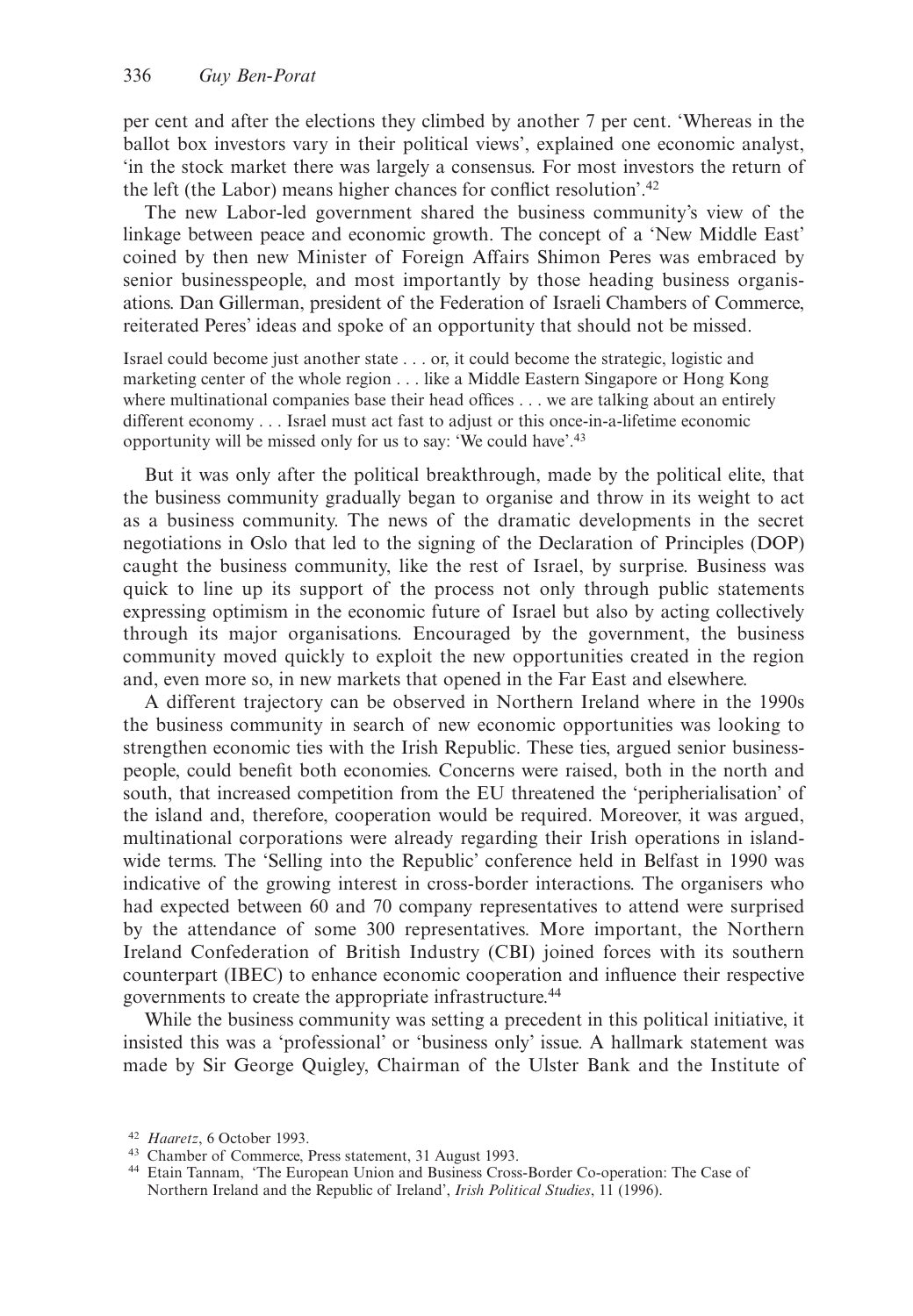per cent and after the elections they climbed by another 7 per cent. 'Whereas in the ballot box investors vary in their political views', explained one economic analyst, 'in the stock market there was largely a consensus. For most investors the return of the left (the Labor) means higher chances for conflict resolution'.[42]

The new Labor-led government shared the business community's view of the linkage between peace and economic growth. The concept of a 'New Middle East' coined by then new Minister of Foreign Affairs Shimon Peres was embraced by senior businesspeople, and most importantly by those heading business organisations. Dan Gillerman, president of the Federation of Israeli Chambers of Commerce, reiterated Peres' ideas and spoke of an opportunity that should not be missed.

> Israel could become just another state . . . or, it could become the strategic, logistic and marketing center of the whole region . . . like a Middle Eastern Singapore or Hong Kong where multinational companies base their head offices . . . we are talking about an entirely different economy . . . Israel must act fast to adjust or this once-in-a-lifetime economic opportunity will be missed only for us to say: 'We could have'.[43]

But it was only after the political breakthrough, made by the political elite, that the business community gradually began to organise and throw in its weight to act as a business community. The news of the dramatic developments in the secret negotiations in Oslo that led to the signing of the Declaration of Principles (DOP) caught the business community, like the rest of Israel, by surprise. Business was quick to line up its support of the process not only through public statements expressing optimism in the economic future of Israel but also by acting collectively through its major organisations. Encouraged by the government, the business community moved quickly to exploit the new opportunities created in the region and, even more so, in new markets that opened in the Far East and elsewhere.

A different trajectory can be observed in Northern Ireland where in the 1990s the business community in search of new economic opportunities was looking to strengthen economic ties with the Irish Republic. These ties, argued senior businesspeople, could benefit both economies. Concerns were raised, both in the north and south, that increased competition from the EU threatened the 'peripherialisation' of the island and, therefore, cooperation would be required. Moreover, it was argued, multinational corporations were already regarding their Irish operations in island-wide terms. The 'Selling into the Republic' conference held in Belfast in 1990 was indicative of the growing interest in cross-border interactions. The organisers who had expected between 60 and 70 company representatives to attend were surprised by the attendance of some 300 representatives. More important, the Northern Ireland Confederation of British Industry (CBI) joined forces with its southern counterpart (IBEC) to enhance economic cooperation and influence their respective governments to create the appropriate infrastructure.[44]

While the business community was setting a precedent in this political initiative, it insisted this was a 'professional' or 'business only' issue. A hallmark statement was made by Sir George Quigley, Chairman of the Ulster Bank and the Institute of

---

[42] *Haaretz*, 6 October 1993.

[43] Chamber of Commerce, Press statement, 31 August 1993.

[44] Etain Tannam, 'The European Union and Business Cross-Border Co-operation: The Case of Northern Ireland and the Republic of Ireland', *Irish Political Studies*, 11 (1996).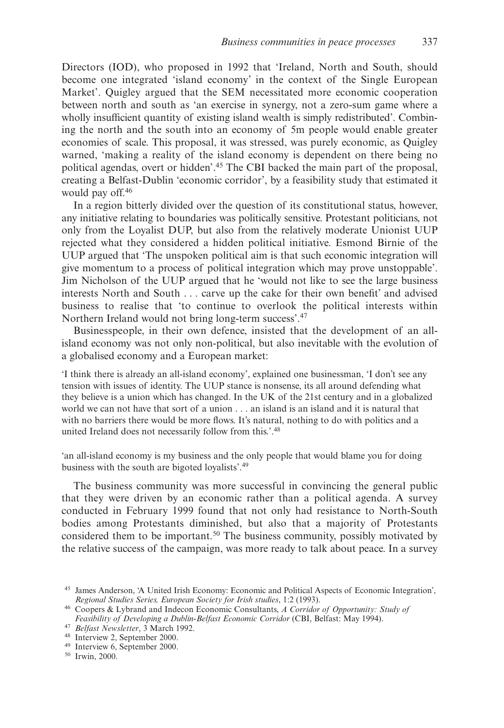Directors (IOD), who proposed in 1992 that 'Ireland, North and South, should become one integrated 'island economy' in the context of the Single European Market'. Quigley argued that the SEM necessitated more economic cooperation between north and south as 'an exercise in synergy, not a zero-sum game where a wholly insufficient quantity of existing island wealth is simply redistributed'. Combining the north and the south into an economy of 5m people would enable greater economies of scale. This proposal, it was stressed, was purely economic, as Quigley warned, 'making a reality of the island economy is dependent on there being no political agendas, overt or hidden'.[45] The CBI backed the main part of the proposal, creating a Belfast-Dublin 'economic corridor', by a feasibility study that estimated it would pay off.[46]

In a region bitterly divided over the question of its constitutional status, however, any initiative relating to boundaries was politically sensitive. Protestant politicians, not only from the Loyalist DUP, but also from the relatively moderate Unionist UUP rejected what they considered a hidden political initiative. Esmond Birnie of the UUP argued that 'The unspoken political aim is that such economic integration will give momentum to a process of political integration which may prove unstoppable'. Jim Nicholson of the UUP argued that he 'would not like to see the large business interests North and South . . . carve up the cake for their own benefit' and advised business to realise that 'to continue to overlook the political interests within Northern Ireland would not bring long-term success'.[47]

Businesspeople, in their own defence, insisted that the development of an all-island economy was not only non-political, but also inevitable with the evolution of a globalised economy and a European market:

> 'I think there is already an all-island economy', explained one businessman, 'I don't see any tension with issues of identity. The UUP stance is nonsense, its all around defending what they believe is a union which has changed. In the UK of the 21st century and in a globalized world we can not have that sort of a union . . . an island is an island and it is natural that with no barriers there would be more flows. It's natural, nothing to do with politics and a united Ireland does not necessarily follow from this.'.[48]

> 'an all-island economy is my business and the only people that would blame you for doing business with the south are bigoted loyalists'.[49]

The business community was more successful in convincing the general public that they were driven by an economic rather than a political agenda. A survey conducted in February 1999 found that not only had resistance to North-South bodies among Protestants diminished, but also that a majority of Protestants considered them to be important.[50] The business community, possibly motivated by the relative success of the campaign, was more ready to talk about peace. In a survey

---

[45] James Anderson, 'A United Irish Economy: Economic and Political Aspects of Economic Integration', *Regional Studies Series, European Society for Irish studies*, 1:2 (1993).

[46] Coopers & Lybrand and Indecon Economic Consultants, *A Corridor of Opportunity: Study of Feasibility of Developing a Dublin-Belfast Economic Corridor* (CBI, Belfast: May 1994).

[47] *Belfast Newsletter*, 3 March 1992.

[48] Interview 2, September 2000.

[49] Interview 6, September 2000.

[50] Irwin, 2000.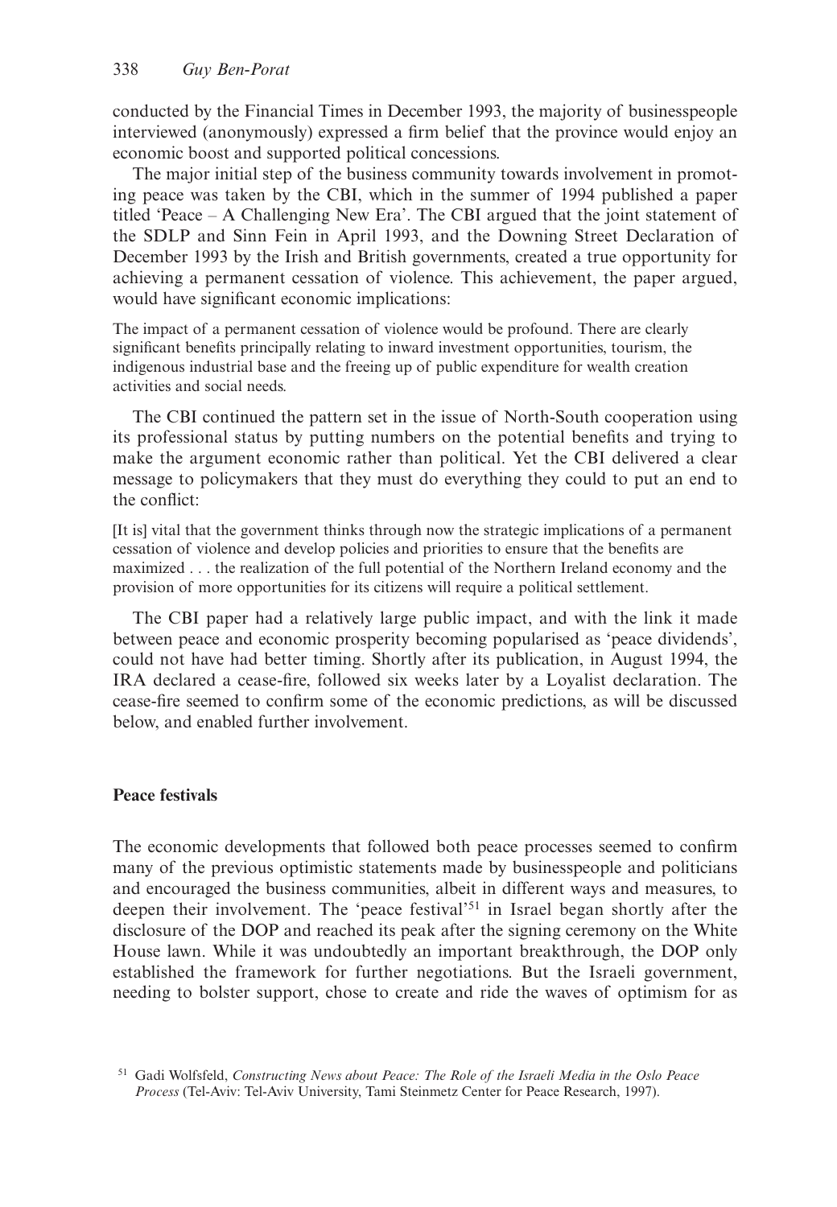conducted by the Financial Times in December 1993, the majority of businesspeople interviewed (anonymously) expressed a firm belief that the province would enjoy an economic boost and supported political concessions.

The major initial step of the business community towards involvement in promoting peace was taken by the CBI, which in the summer of 1994 published a paper titled 'Peace – A Challenging New Era'. The CBI argued that the joint statement of the SDLP and Sinn Fein in April 1993, and the Downing Street Declaration of December 1993 by the Irish and British governments, created a true opportunity for achieving a permanent cessation of violence. This achievement, the paper argued, would have significant economic implications:

> The impact of a permanent cessation of violence would be profound. There are clearly significant benefits principally relating to inward investment opportunities, tourism, the indigenous industrial base and the freeing up of public expenditure for wealth creation activities and social needs.

The CBI continued the pattern set in the issue of North-South cooperation using its professional status by putting numbers on the potential benefits and trying to make the argument economic rather than political. Yet the CBI delivered a clear message to policymakers that they must do everything they could to put an end to the conflict:

> [It is] vital that the government thinks through now the strategic implications of a permanent cessation of violence and develop policies and priorities to ensure that the benefits are maximized . . . the realization of the full potential of the Northern Ireland economy and the provision of more opportunities for its citizens will require a political settlement.

The CBI paper had a relatively large public impact, and with the link it made between peace and economic prosperity becoming popularised as 'peace dividends', could not have had better timing. Shortly after its publication, in August 1994, the IRA declared a cease-fire, followed six weeks later by a Loyalist declaration. The cease-fire seemed to confirm some of the economic predictions, as will be discussed below, and enabled further involvement.

## Peace festivals

The economic developments that followed both peace processes seemed to confirm many of the previous optimistic statements made by businesspeople and politicians and encouraged the business communities, albeit in different ways and measures, to deepen their involvement. The 'peace festival'[51] in Israel began shortly after the disclosure of the DOP and reached its peak after the signing ceremony on the White House lawn. While it was undoubtedly an important breakthrough, the DOP only established the framework for further negotiations. But the Israeli government, needing to bolster support, chose to create and ride the waves of optimism for as

[51] Gadi Wolfsfeld, *Constructing News about Peace: The Role of the Israeli Media in the Oslo Peace Process* (Tel-Aviv: Tel-Aviv University, Tami Steinmetz Center for Peace Research, 1997).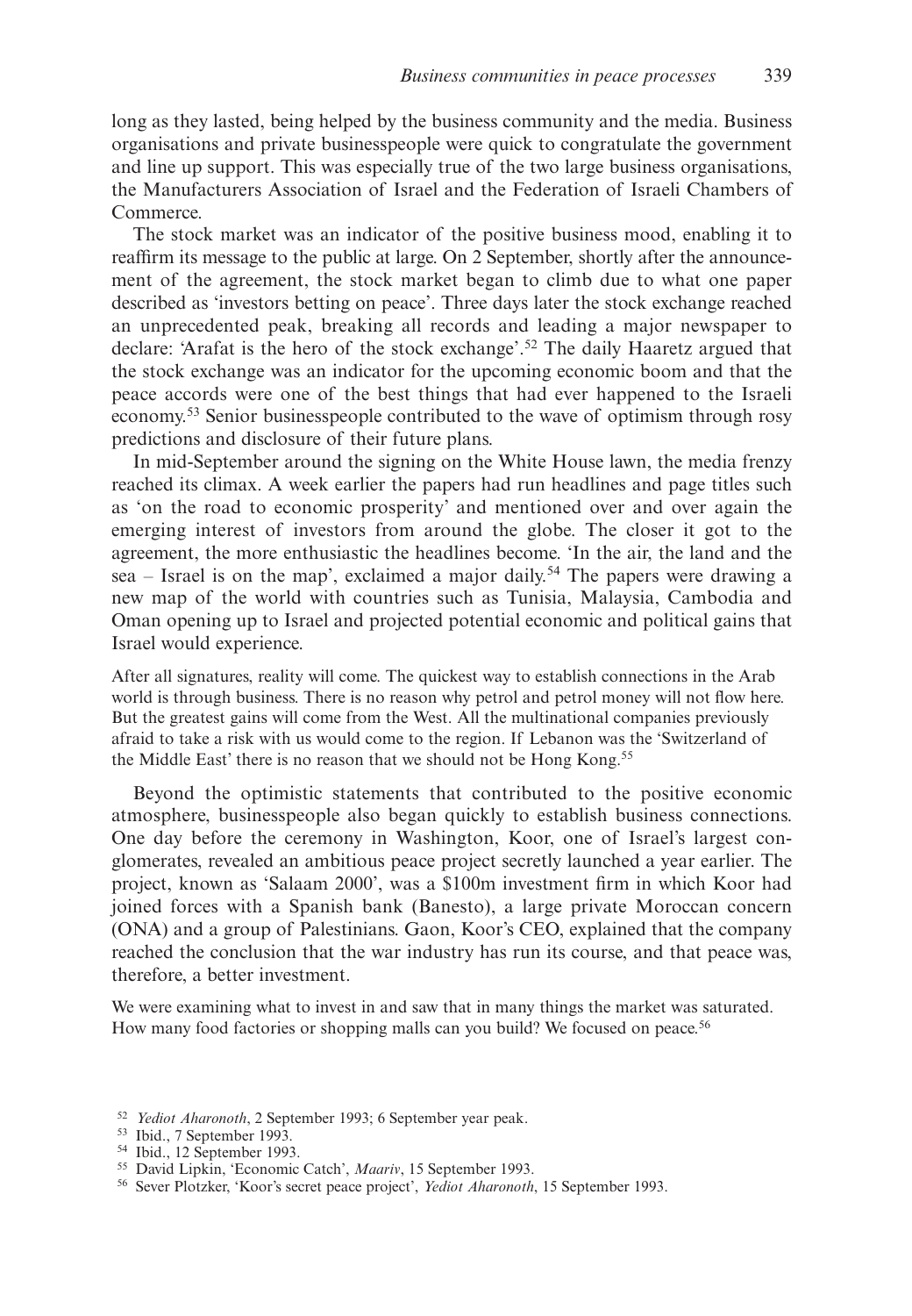long as they lasted, being helped by the business community and the media. Business organisations and private businesspeople were quick to congratulate the government and line up support. This was especially true of the two large business organisations, the Manufacturers Association of Israel and the Federation of Israeli Chambers of Commerce.

The stock market was an indicator of the positive business mood, enabling it to reaffirm its message to the public at large. On 2 September, shortly after the announcement of the agreement, the stock market began to climb due to what one paper described as 'investors betting on peace'. Three days later the stock exchange reached an unprecedented peak, breaking all records and leading a major newspaper to declare: 'Arafat is the hero of the stock exchange'.[52] The daily Haaretz argued that the stock exchange was an indicator for the upcoming economic boom and that the peace accords were one of the best things that had ever happened to the Israeli economy.[53] Senior businesspeople contributed to the wave of optimism through rosy predictions and disclosure of their future plans.

In mid-September around the signing on the White House lawn, the media frenzy reached its climax. A week earlier the papers had run headlines and page titles such as 'on the road to economic prosperity' and mentioned over and over again the emerging interest of investors from around the globe. The closer it got to the agreement, the more enthusiastic the headlines become. 'In the air, the land and the sea – Israel is on the map', exclaimed a major daily.[54] The papers were drawing a new map of the world with countries such as Tunisia, Malaysia, Cambodia and Oman opening up to Israel and projected potential economic and political gains that Israel would experience.

> After all signatures, reality will come. The quickest way to establish connections in the Arab world is through business. There is no reason why petrol and petrol money will not flow here. But the greatest gains will come from the West. All the multinational companies previously afraid to take a risk with us would come to the region. If Lebanon was the 'Switzerland of the Middle East' there is no reason that we should not be Hong Kong.[55]

Beyond the optimistic statements that contributed to the positive economic atmosphere, businesspeople also began quickly to establish business connections. One day before the ceremony in Washington, Koor, one of Israel's largest conglomerates, revealed an ambitious peace project secretly launched a year earlier. The project, known as 'Salaam 2000', was a \$100m investment firm in which Koor had joined forces with a Spanish bank (Banesto), a large private Moroccan concern (ONA) and a group of Palestinians. Gaon, Koor's CEO, explained that the company reached the conclusion that the war industry has run its course, and that peace was, therefore, a better investment.

> We were examining what to invest in and saw that in many things the market was saturated. How many food factories or shopping malls can you build? We focused on peace.[56]

---

[52] *Yediot Aharonoth*, 2 September 1993; 6 September year peak.

[53] Ibid., 7 September 1993.

[54] Ibid., 12 September 1993.

[55] David Lipkin, 'Economic Catch', *Maariv*, 15 September 1993.

[56] Sever Plotzker, 'Koor's secret peace project', *Yediot Aharonoth*, 15 September 1993.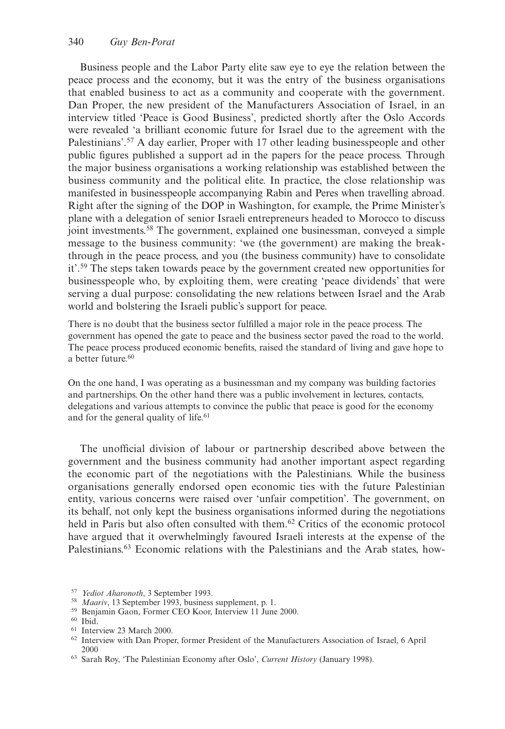Business people and the Labor Party elite saw eye to eye the relation between the peace process and the economy, but it was the entry of the business organisations that enabled business to act as a community and cooperate with the government. Dan Proper, the new president of the Manufacturers Association of Israel, in an interview titled 'Peace is Good Business', predicted shortly after the Oslo Accords were revealed 'a brilliant economic future for Israel due to the agreement with the Palestinians'.[57] A day earlier, Proper with 17 other leading businesspeople and other public figures published a support ad in the papers for the peace process. Through the major business organisations a working relationship was established between the business community and the political elite. In practice, the close relationship was manifested in businesspeople accompanying Rabin and Peres when travelling abroad. Right after the signing of the DOP in Washington, for example, the Prime Minister's plane with a delegation of senior Israeli entrepreneurs headed to Morocco to discuss joint investments.[58] The government, explained one businessman, conveyed a simple message to the business community: 'we (the government) are making the breakthrough in the peace process, and you (the business community) have to consolidate it'.[59] The steps taken towards peace by the government created new opportunities for businesspeople who, by exploiting them, were creating 'peace dividends' that were serving a dual purpose: consolidating the new relations between Israel and the Arab world and bolstering the Israeli public's support for peace.

> There is no doubt that the business sector fulfilled a major role in the peace process. The government has opened the gate to peace and the business sector paved the road to the world. The peace process produced economic benefits, raised the standard of living and gave hope to a better future.[60]

> On the one hand, I was operating as a businessman and my company was building factories and partnerships. On the other hand there was a public involvement in lectures, contacts, delegations and various attempts to convince the public that peace is good for the economy and for the general quality of life.[61]

The unofficial division of labour or partnership described above between the government and the business community had another important aspect regarding the economic part of the negotiations with the Palestinians. While the business organisations generally endorsed open economic ties with the future Palestinian entity, various concerns were raised over 'unfair competition'. The government, on its behalf, not only kept the business organisations informed during the negotiations held in Paris but also often consulted with them.[62] Critics of the economic protocol have argued that it overwhelmingly favoured Israeli interests at the expense of the Palestinians.[63] Economic relations with the Palestinians and the Arab states, how-

[57] *Yediot Aharonoth*, 3 September 1993.

[58] *Maariv*, 13 September 1993, business supplement, p. 1.

[59] Benjamin Gaon, Former CEO Koor, Interview 11 June 2000.

[60] Ibid.

[61] Interview 23 March 2000.

[62] Interview with Dan Proper, former President of the Manufacturers Association of Israel, 6 April 2000

[63] Sarah Roy, 'The Palestinian Economy after Oslo', *Current History* (January 1998).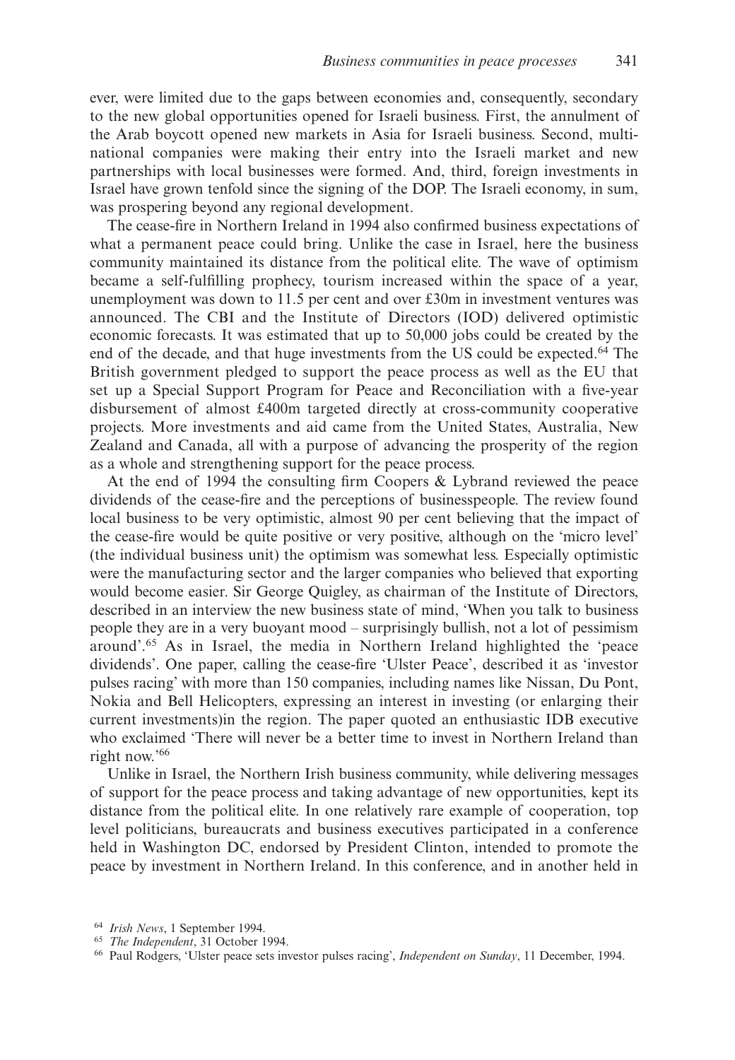ever, were limited due to the gaps between economies and, consequently, secondary to the new global opportunities opened for Israeli business. First, the annulment of the Arab boycott opened new markets in Asia for Israeli business. Second, multinational companies were making their entry into the Israeli market and new partnerships with local businesses were formed. And, third, foreign investments in Israel have grown tenfold since the signing of the DOP. The Israeli economy, in sum, was prospering beyond any regional development.

The cease-fire in Northern Ireland in 1994 also confirmed business expectations of what a permanent peace could bring. Unlike the case in Israel, here the business community maintained its distance from the political elite. The wave of optimism became a self-fulfilling prophecy, tourism increased within the space of a year, unemployment was down to 11.5 per cent and over £30m in investment ventures was announced. The CBI and the Institute of Directors (IOD) delivered optimistic economic forecasts. It was estimated that up to 50,000 jobs could be created by the end of the decade, and that huge investments from the US could be expected.[64] The British government pledged to support the peace process as well as the EU that set up a Special Support Program for Peace and Reconciliation with a five-year disbursement of almost £400m targeted directly at cross-community cooperative projects. More investments and aid came from the United States, Australia, New Zealand and Canada, all with a purpose of advancing the prosperity of the region as a whole and strengthening support for the peace process.

At the end of 1994 the consulting firm Coopers & Lybrand reviewed the peace dividends of the cease-fire and the perceptions of businesspeople. The review found local business to be very optimistic, almost 90 per cent believing that the impact of the cease-fire would be quite positive or very positive, although on the 'micro level' (the individual business unit) the optimism was somewhat less. Especially optimistic were the manufacturing sector and the larger companies who believed that exporting would become easier. Sir George Quigley, as chairman of the Institute of Directors, described in an interview the new business state of mind, 'When you talk to business people they are in a very buoyant mood – surprisingly bullish, not a lot of pessimism around'.[65] As in Israel, the media in Northern Ireland highlighted the 'peace dividends'. One paper, calling the cease-fire 'Ulster Peace', described it as 'investor pulses racing' with more than 150 companies, including names like Nissan, Du Pont, Nokia and Bell Helicopters, expressing an interest in investing (or enlarging their current investments)in the region. The paper quoted an enthusiastic IDB executive who exclaimed 'There will never be a better time to invest in Northern Ireland than right now.'[66]

Unlike in Israel, the Northern Irish business community, while delivering messages of support for the peace process and taking advantage of new opportunities, kept its distance from the political elite. In one relatively rare example of cooperation, top level politicians, bureaucrats and business executives participated in a conference held in Washington DC, endorsed by President Clinton, intended to promote the peace by investment in Northern Ireland. In this conference, and in another held in

[64] *Irish News*, 1 September 1994.

[65] *The Independent*, 31 October 1994.

[66] Paul Rodgers, 'Ulster peace sets investor pulses racing', *Independent on Sunday*, 11 December, 1994.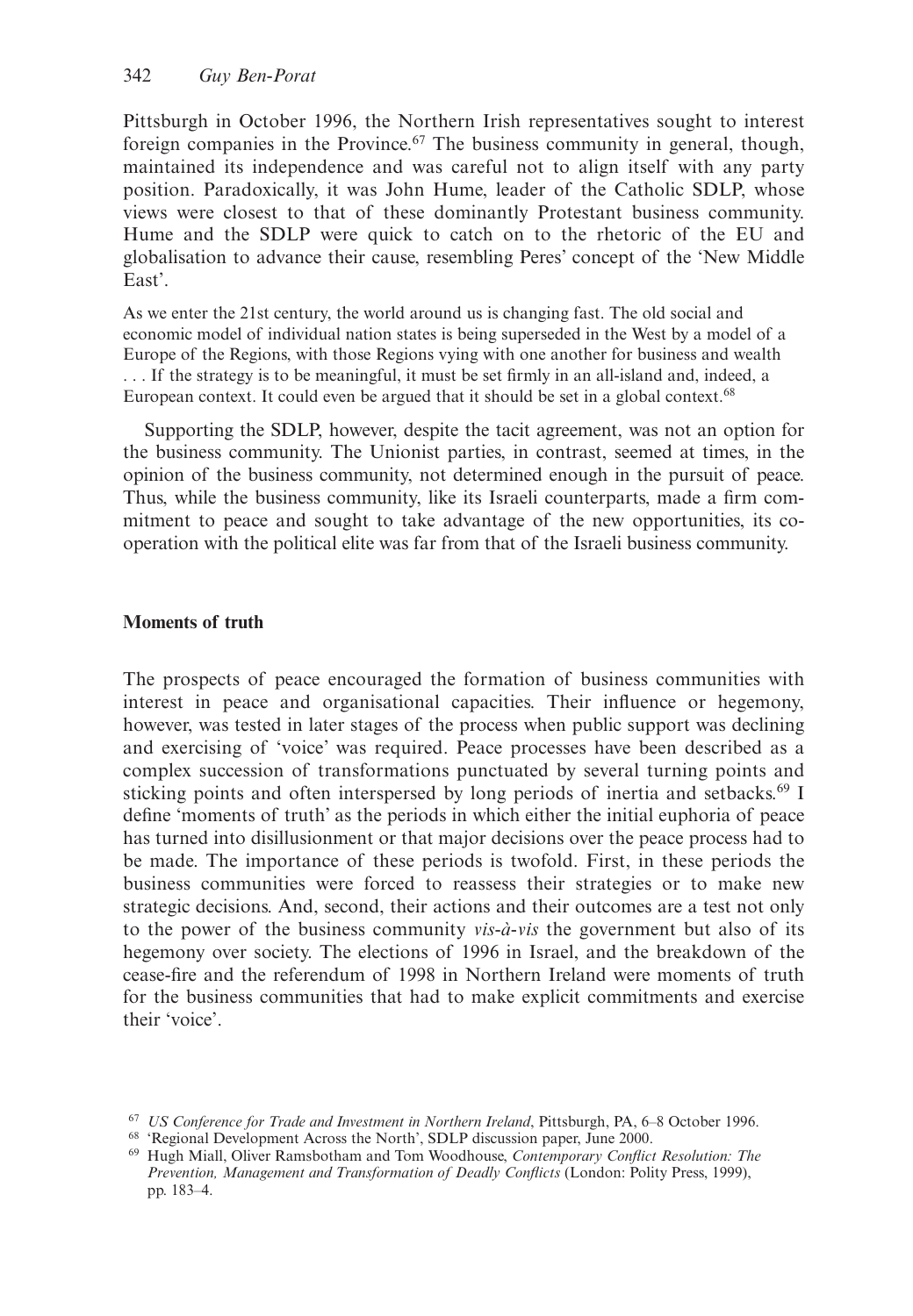Pittsburgh in October 1996, the Northern Irish representatives sought to interest foreign companies in the Province.[67] The business community in general, though, maintained its independence and was careful not to align itself with any party position. Paradoxically, it was John Hume, leader of the Catholic SDLP, whose views were closest to that of these dominantly Protestant business community. Hume and the SDLP were quick to catch on to the rhetoric of the EU and globalisation to advance their cause, resembling Peres' concept of the 'New Middle East'.

> As we enter the 21st century, the world around us is changing fast. The old social and economic model of individual nation states is being superseded in the West by a model of a Europe of the Regions, with those Regions vying with one another for business and wealth . . . If the strategy is to be meaningful, it must be set firmly in an all-island and, indeed, a European context. It could even be argued that it should be set in a global context.[68]

Supporting the SDLP, however, despite the tacit agreement, was not an option for the business community. The Unionist parties, in contrast, seemed at times, in the opinion of the business community, not determined enough in the pursuit of peace. Thus, while the business community, like its Israeli counterparts, made a firm commitment to peace and sought to take advantage of the new opportunities, its co-operation with the political elite was far from that of the Israeli business community.

## Moments of truth

The prospects of peace encouraged the formation of business communities with interest in peace and organisational capacities. Their influence or hegemony, however, was tested in later stages of the process when public support was declining and exercising of 'voice' was required. Peace processes have been described as a complex succession of transformations punctuated by several turning points and sticking points and often interspersed by long periods of inertia and setbacks.[69] I define 'moments of truth' as the periods in which either the initial euphoria of peace has turned into disillusionment or that major decisions over the peace process had to be made. The importance of these periods is twofold. First, in these periods the business communities were forced to reassess their strategies or to make new strategic decisions. And, second, their actions and their outcomes are a test not only to the power of the business community *vis-à-vis* the government but also of its hegemony over society. The elections of 1996 in Israel, and the breakdown of the cease-fire and the referendum of 1998 in Northern Ireland were moments of truth for the business communities that had to make explicit commitments and exercise their 'voice'.

[67] *US Conference for Trade and Investment in Northern Ireland*, Pittsburgh, PA, 6–8 October 1996.

[68] 'Regional Development Across the North', SDLP discussion paper, June 2000.

[69] Hugh Miall, Oliver Ramsbotham and Tom Woodhouse, *Contemporary Conflict Resolution: The Prevention, Management and Transformation of Deadly Conflicts* (London: Polity Press, 1999), pp. 183–4.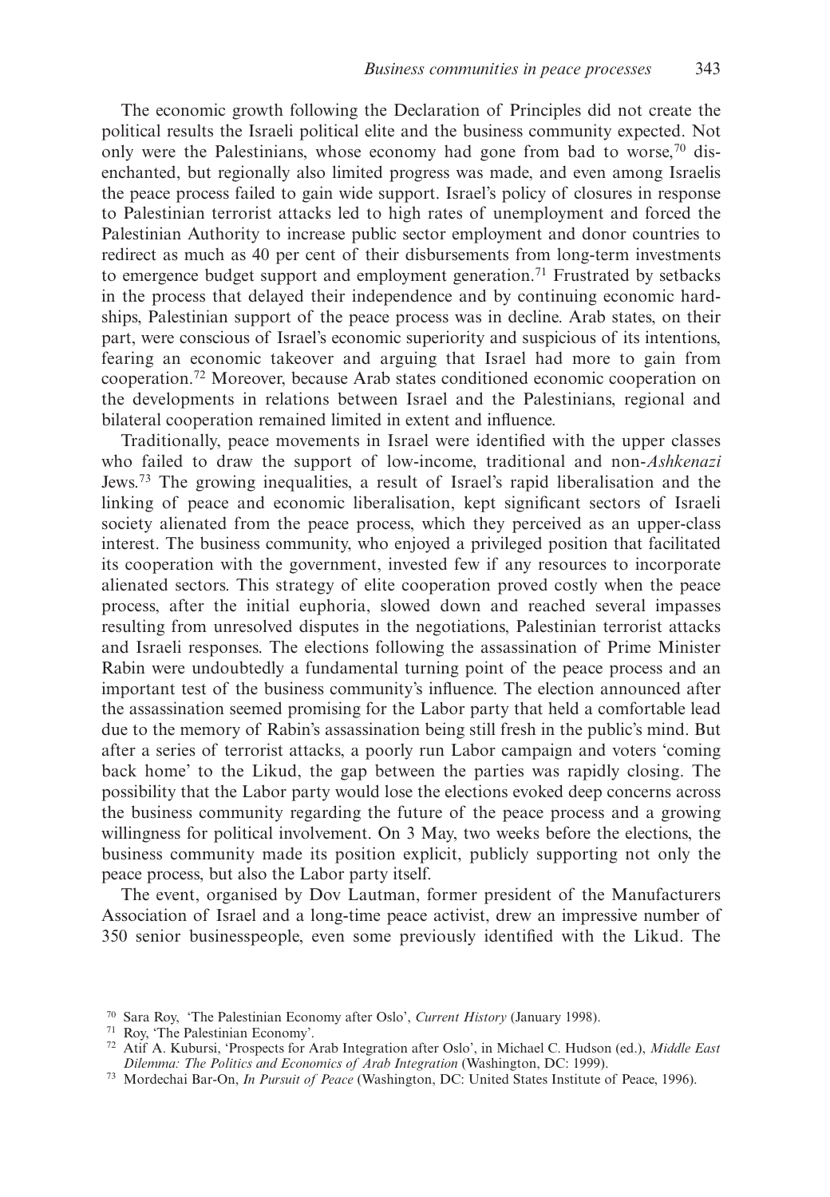The economic growth following the Declaration of Principles did not create the political results the Israeli political elite and the business community expected. Not only were the Palestinians, whose economy had gone from bad to worse,[70] disenchanted, but regionally also limited progress was made, and even among Israelis the peace process failed to gain wide support. Israel's policy of closures in response to Palestinian terrorist attacks led to high rates of unemployment and forced the Palestinian Authority to increase public sector employment and donor countries to redirect as much as 40 per cent of their disbursements from long-term investments to emergence budget support and employment generation.[71] Frustrated by setbacks in the process that delayed their independence and by continuing economic hardships, Palestinian support of the peace process was in decline. Arab states, on their part, were conscious of Israel's economic superiority and suspicious of its intentions, fearing an economic takeover and arguing that Israel had more to gain from cooperation.[72] Moreover, because Arab states conditioned economic cooperation on the developments in relations between Israel and the Palestinians, regional and bilateral cooperation remained limited in extent and influence.

Traditionally, peace movements in Israel were identified with the upper classes who failed to draw the support of low-income, traditional and non-*Ashkenazi* Jews.[73] The growing inequalities, a result of Israel's rapid liberalisation and the linking of peace and economic liberalisation, kept significant sectors of Israeli society alienated from the peace process, which they perceived as an upper-class interest. The business community, who enjoyed a privileged position that facilitated its cooperation with the government, invested few if any resources to incorporate alienated sectors. This strategy of elite cooperation proved costly when the peace process, after the initial euphoria, slowed down and reached several impasses resulting from unresolved disputes in the negotiations, Palestinian terrorist attacks and Israeli responses. The elections following the assassination of Prime Minister Rabin were undoubtedly a fundamental turning point of the peace process and an important test of the business community's influence. The election announced after the assassination seemed promising for the Labor party that held a comfortable lead due to the memory of Rabin's assassination being still fresh in the public's mind. But after a series of terrorist attacks, a poorly run Labor campaign and voters 'coming back home' to the Likud, the gap between the parties was rapidly closing. The possibility that the Labor party would lose the elections evoked deep concerns across the business community regarding the future of the peace process and a growing willingness for political involvement. On 3 May, two weeks before the elections, the business community made its position explicit, publicly supporting not only the peace process, but also the Labor party itself.

The event, organised by Dov Lautman, former president of the Manufacturers Association of Israel and a long-time peace activist, drew an impressive number of 350 senior businesspeople, even some previously identified with the Likud. The

[70] Sara Roy, 'The Palestinian Economy after Oslo', *Current History* (January 1998).

[71] Roy, 'The Palestinian Economy'.

[72] Atif A. Kubursi, 'Prospects for Arab Integration after Oslo', in Michael C. Hudson (ed.), *Middle East Dilemma: The Politics and Economics of Arab Integration* (Washington, DC: 1999).

[73] Mordechai Bar-On, *In Pursuit of Peace* (Washington, DC: United States Institute of Peace, 1996).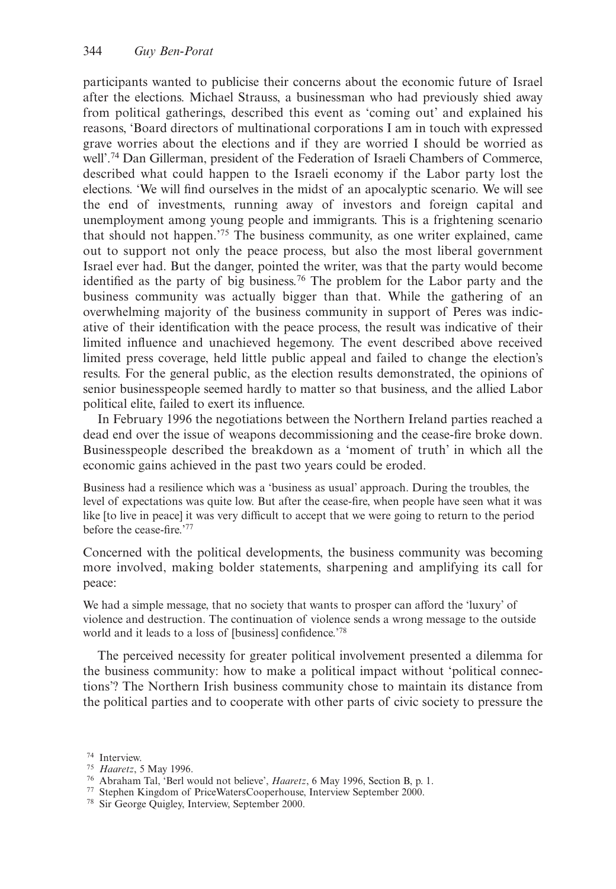participants wanted to publicise their concerns about the economic future of Israel after the elections. Michael Strauss, a businessman who had previously shied away from political gatherings, described this event as 'coming out' and explained his reasons, 'Board directors of multinational corporations I am in touch with expressed grave worries about the elections and if they are worried I should be worried as well'.[74] Dan Gillerman, president of the Federation of Israeli Chambers of Commerce, described what could happen to the Israeli economy if the Labor party lost the elections. 'We will find ourselves in the midst of an apocalyptic scenario. We will see the end of investments, running away of investors and foreign capital and unemployment among young people and immigrants. This is a frightening scenario that should not happen.'[75] The business community, as one writer explained, came out to support not only the peace process, but also the most liberal government Israel ever had. But the danger, pointed the writer, was that the party would become identified as the party of big business.[76] The problem for the Labor party and the business community was actually bigger than that. While the gathering of an overwhelming majority of the business community in support of Peres was indicative of their identification with the peace process, the result was indicative of their limited influence and unachieved hegemony. The event described above received limited press coverage, held little public appeal and failed to change the election's results. For the general public, as the election results demonstrated, the opinions of senior businesspeople seemed hardly to matter so that business, and the allied Labor political elite, failed to exert its influence.

In February 1996 the negotiations between the Northern Ireland parties reached a dead end over the issue of weapons decommissioning and the cease-fire broke down. Businesspeople described the breakdown as a 'moment of truth' in which all the economic gains achieved in the past two years could be eroded.

> Business had a resilience which was a 'business as usual' approach. During the troubles, the level of expectations was quite low. But after the cease-fire, when people have seen what it was like [to live in peace] it was very difficult to accept that we were going to return to the period before the cease-fire.'[77]

Concerned with the political developments, the business community was becoming more involved, making bolder statements, sharpening and amplifying its call for peace:

> We had a simple message, that no society that wants to prosper can afford the 'luxury' of violence and destruction. The continuation of violence sends a wrong message to the outside world and it leads to a loss of [business] confidence.'[78]

The perceived necessity for greater political involvement presented a dilemma for the business community: how to make a political impact without 'political connections'? The Northern Irish business community chose to maintain its distance from the political parties and to cooperate with other parts of civic society to pressure the

---

[74] Interview.

[75] *Haaretz*, 5 May 1996.

[76] Abraham Tal, 'Berl would not believe', *Haaretz*, 6 May 1996, Section B, p. 1.

[77] Stephen Kingdom of PriceWatersCooperhouse, Interview September 2000.

[78] Sir George Quigley, Interview, September 2000.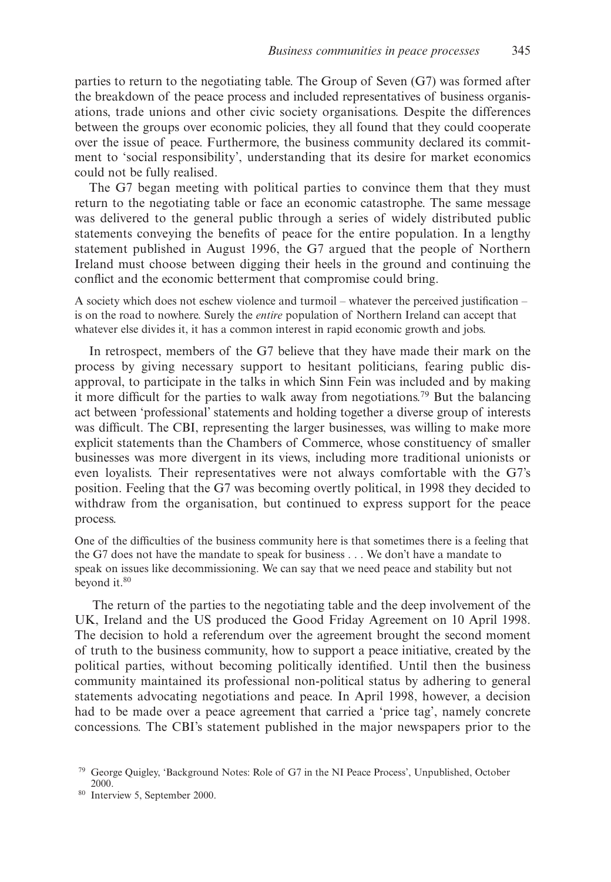parties to return to the negotiating table. The Group of Seven (G7) was formed after the breakdown of the peace process and included representatives of business organisations, trade unions and other civic society organisations. Despite the differences between the groups over economic policies, they all found that they could cooperate over the issue of peace. Furthermore, the business community declared its commitment to 'social responsibility', understanding that its desire for market economics could not be fully realised.

The G7 began meeting with political parties to convince them that they must return to the negotiating table or face an economic catastrophe. The same message was delivered to the general public through a series of widely distributed public statements conveying the benefits of peace for the entire population. In a lengthy statement published in August 1996, the G7 argued that the people of Northern Ireland must choose between digging their heels in the ground and continuing the conflict and the economic betterment that compromise could bring.

> A society which does not eschew violence and turmoil – whatever the perceived justification – is on the road to nowhere. Surely the *entire* population of Northern Ireland can accept that whatever else divides it, it has a common interest in rapid economic growth and jobs.

In retrospect, members of the G7 believe that they have made their mark on the process by giving necessary support to hesitant politicians, fearing public disapproval, to participate in the talks in which Sinn Fein was included and by making it more difficult for the parties to walk away from negotiations.[79] But the balancing act between 'professional' statements and holding together a diverse group of interests was difficult. The CBI, representing the larger businesses, was willing to make more explicit statements than the Chambers of Commerce, whose constituency of smaller businesses was more divergent in its views, including more traditional unionists or even loyalists. Their representatives were not always comfortable with the G7's position. Feeling that the G7 was becoming overtly political, in 1998 they decided to withdraw from the organisation, but continued to express support for the peace process.

> One of the difficulties of the business community here is that sometimes there is a feeling that the G7 does not have the mandate to speak for business . . . We don't have a mandate to speak on issues like decommissioning. We can say that we need peace and stability but not beyond it.[80]

The return of the parties to the negotiating table and the deep involvement of the UK, Ireland and the US produced the Good Friday Agreement on 10 April 1998. The decision to hold a referendum over the agreement brought the second moment of truth to the business community, how to support a peace initiative, created by the political parties, without becoming politically identified. Until then the business community maintained its professional non-political status by adhering to general statements advocating negotiations and peace. In April 1998, however, a decision had to be made over a peace agreement that carried a 'price tag', namely concrete concessions. The CBI's statement published in the major newspapers prior to the

[79] George Quigley, 'Background Notes: Role of G7 in the NI Peace Process', Unpublished, October 2000.

[80] Interview 5, September 2000.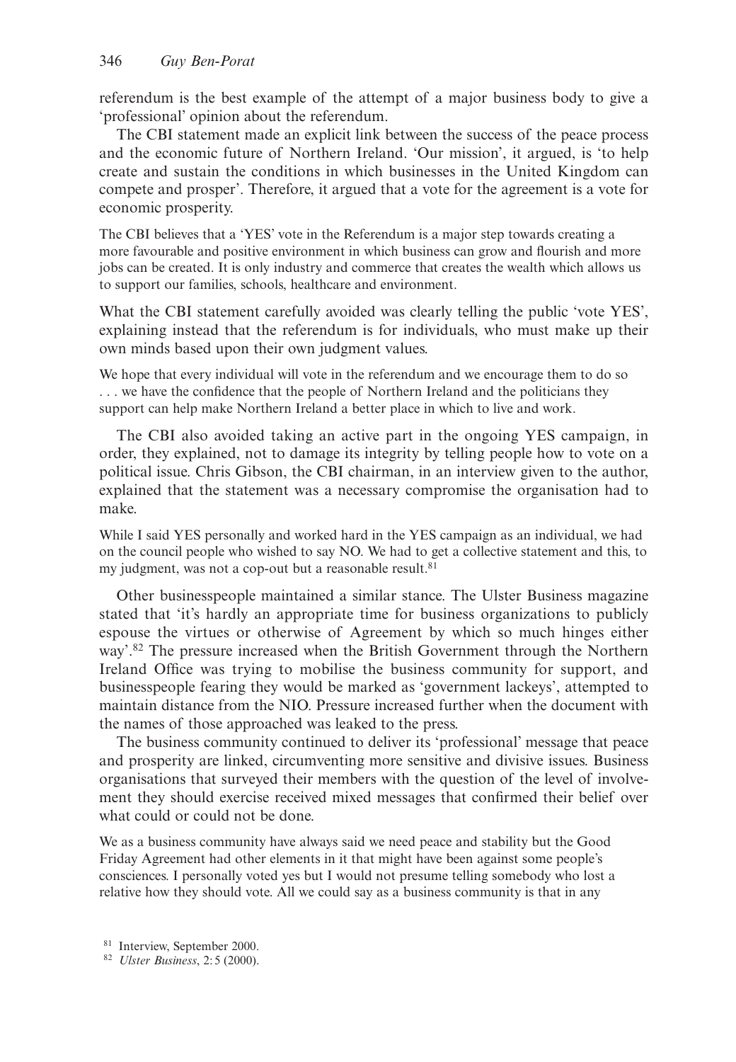referendum is the best example of the attempt of a major business body to give a 'professional' opinion about the referendum.

The CBI statement made an explicit link between the success of the peace process and the economic future of Northern Ireland. 'Our mission', it argued, is 'to help create and sustain the conditions in which businesses in the United Kingdom can compete and prosper'. Therefore, it argued that a vote for the agreement is a vote for economic prosperity.

> The CBI believes that a 'YES' vote in the Referendum is a major step towards creating a more favourable and positive environment in which business can grow and flourish and more jobs can be created. It is only industry and commerce that creates the wealth which allows us to support our families, schools, healthcare and environment.

What the CBI statement carefully avoided was clearly telling the public 'vote YES', explaining instead that the referendum is for individuals, who must make up their own minds based upon their own judgment values.

> We hope that every individual will vote in the referendum and we encourage them to do so . . . we have the confidence that the people of Northern Ireland and the politicians they support can help make Northern Ireland a better place in which to live and work.

The CBI also avoided taking an active part in the ongoing YES campaign, in order, they explained, not to damage its integrity by telling people how to vote on a political issue. Chris Gibson, the CBI chairman, in an interview given to the author, explained that the statement was a necessary compromise the organisation had to make.

> While I said YES personally and worked hard in the YES campaign as an individual, we had on the council people who wished to say NO. We had to get a collective statement and this, to my judgment, was not a cop-out but a reasonable result.[81]

Other businesspeople maintained a similar stance. The Ulster Business magazine stated that 'it's hardly an appropriate time for business organizations to publicly espouse the virtues or otherwise of Agreement by which so much hinges either way'.[82] The pressure increased when the British Government through the Northern Ireland Office was trying to mobilise the business community for support, and businesspeople fearing they would be marked as 'government lackeys', attempted to maintain distance from the NIO. Pressure increased further when the document with the names of those approached was leaked to the press.

The business community continued to deliver its 'professional' message that peace and prosperity are linked, circumventing more sensitive and divisive issues. Business organisations that surveyed their members with the question of the level of involvement they should exercise received mixed messages that confirmed their belief over what could or could not be done.

> We as a business community have always said we need peace and stability but the Good Friday Agreement had other elements in it that might have been against some people's consciences. I personally voted yes but I would not presume telling somebody who lost a relative how they should vote. All we could say as a business community is that in any

[81] Interview, September 2000.

[82] *Ulster Business*, 2:5 (2000).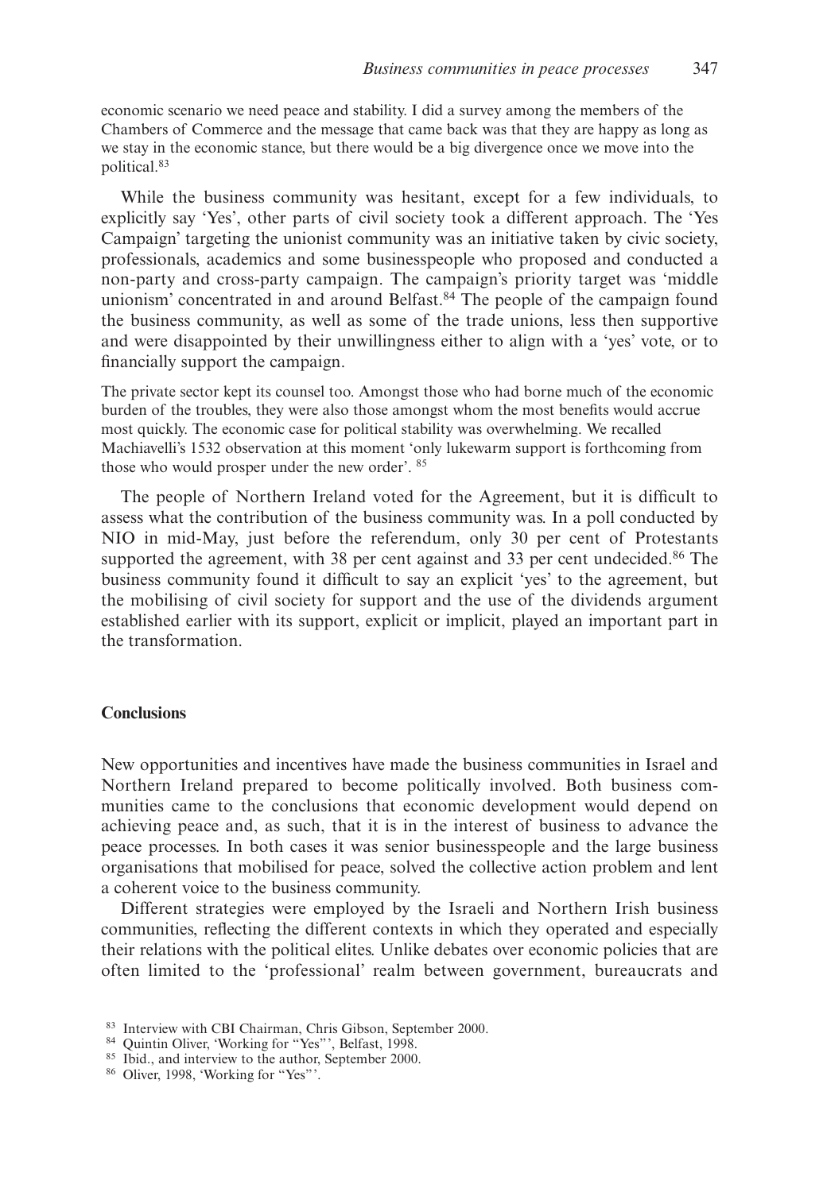economic scenario we need peace and stability. I did a survey among the members of the Chambers of Commerce and the message that came back was that they are happy as long as we stay in the economic stance, but there would be a big divergence once we move into the political.[83]

While the business community was hesitant, except for a few individuals, to explicitly say 'Yes', other parts of civil society took a different approach. The 'Yes Campaign' targeting the unionist community was an initiative taken by civic society, professionals, academics and some businesspeople who proposed and conducted a non-party and cross-party campaign. The campaign's priority target was 'middle unionism' concentrated in and around Belfast.[84] The people of the campaign found the business community, as well as some of the trade unions, less then supportive and were disappointed by their unwillingness either to align with a 'yes' vote, or to financially support the campaign.

> The private sector kept its counsel too. Amongst those who had borne much of the economic burden of the troubles, they were also those amongst whom the most benefits would accrue most quickly. The economic case for political stability was overwhelming. We recalled Machiavelli's 1532 observation at this moment 'only lukewarm support is forthcoming from those who would prosper under the new order'. [85]

The people of Northern Ireland voted for the Agreement, but it is difficult to assess what the contribution of the business community was. In a poll conducted by NIO in mid-May, just before the referendum, only 30 per cent of Protestants supported the agreement, with 38 per cent against and 33 per cent undecided.[86] The business community found it difficult to say an explicit 'yes' to the agreement, but the mobilising of civil society for support and the use of the dividends argument established earlier with its support, explicit or implicit, played an important part in the transformation.

## Conclusions

New opportunities and incentives have made the business communities in Israel and Northern Ireland prepared to become politically involved. Both business communities came to the conclusions that economic development would depend on achieving peace and, as such, that it is in the interest of business to advance the peace processes. In both cases it was senior businesspeople and the large business organisations that mobilised for peace, solved the collective action problem and lent a coherent voice to the business community.

Different strategies were employed by the Israeli and Northern Irish business communities, reflecting the different contexts in which they operated and especially their relations with the political elites. Unlike debates over economic policies that are often limited to the 'professional' realm between government, bureaucrats and

---

[83] Interview with CBI Chairman, Chris Gibson, September 2000.

[84] Quintin Oliver, 'Working for "Yes"', Belfast, 1998.

[85] Ibid., and interview to the author, September 2000.

[86] Oliver, 1998, 'Working for "Yes"'.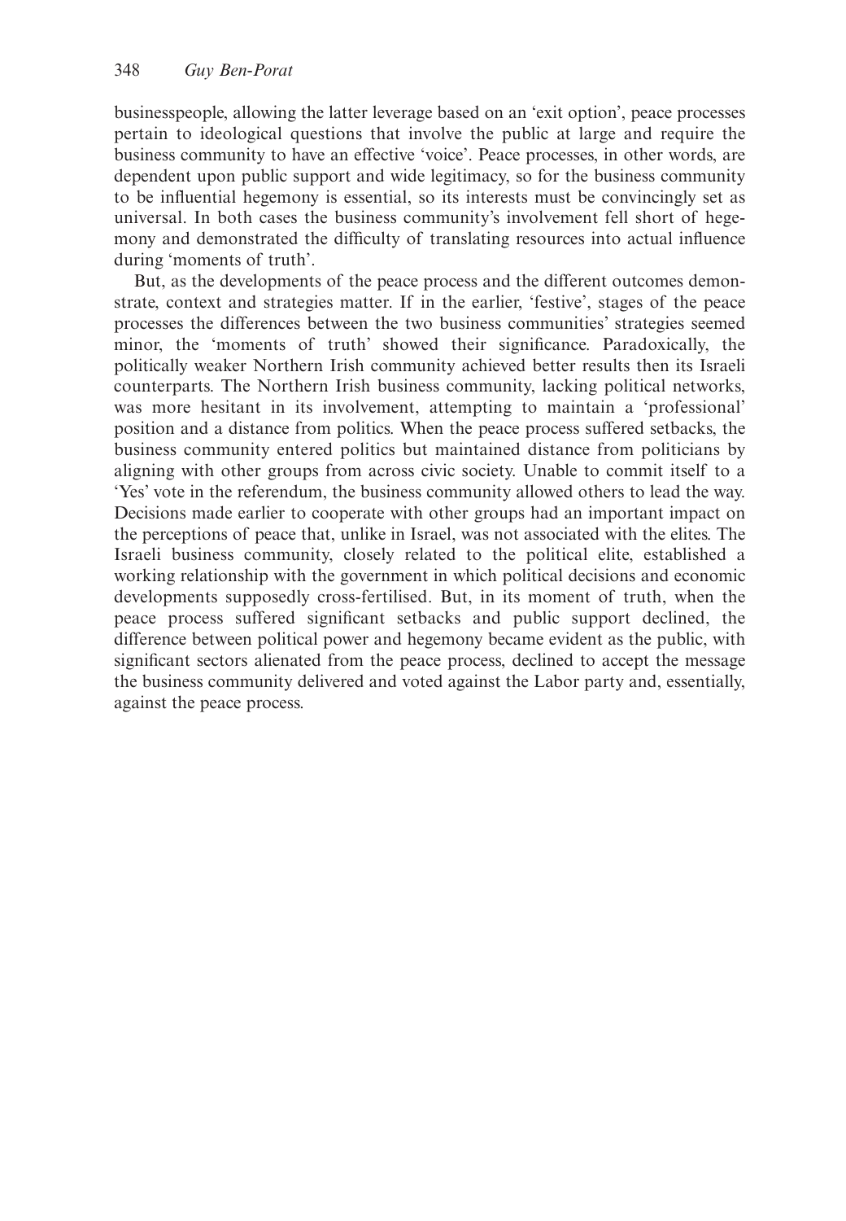businesspeople, allowing the latter leverage based on an 'exit option', peace processes pertain to ideological questions that involve the public at large and require the business community to have an effective 'voice'. Peace processes, in other words, are dependent upon public support and wide legitimacy, so for the business community to be influential hegemony is essential, so its interests must be convincingly set as universal. In both cases the business community's involvement fell short of hegemony and demonstrated the difficulty of translating resources into actual influence during 'moments of truth'.

But, as the developments of the peace process and the different outcomes demonstrate, context and strategies matter. If in the earlier, 'festive', stages of the peace processes the differences between the two business communities' strategies seemed minor, the 'moments of truth' showed their significance. Paradoxically, the politically weaker Northern Irish community achieved better results then its Israeli counterparts. The Northern Irish business community, lacking political networks, was more hesitant in its involvement, attempting to maintain a 'professional' position and a distance from politics. When the peace process suffered setbacks, the business community entered politics but maintained distance from politicians by aligning with other groups from across civic society. Unable to commit itself to a 'Yes' vote in the referendum, the business community allowed others to lead the way. Decisions made earlier to cooperate with other groups had an important impact on the perceptions of peace that, unlike in Israel, was not associated with the elites. The Israeli business community, closely related to the political elite, established a working relationship with the government in which political decisions and economic developments supposedly cross-fertilised. But, in its moment of truth, when the peace process suffered significant setbacks and public support declined, the difference between political power and hegemony became evident as the public, with significant sectors alienated from the peace process, declined to accept the message the business community delivered and voted against the Labor party and, essentially, against the peace process.